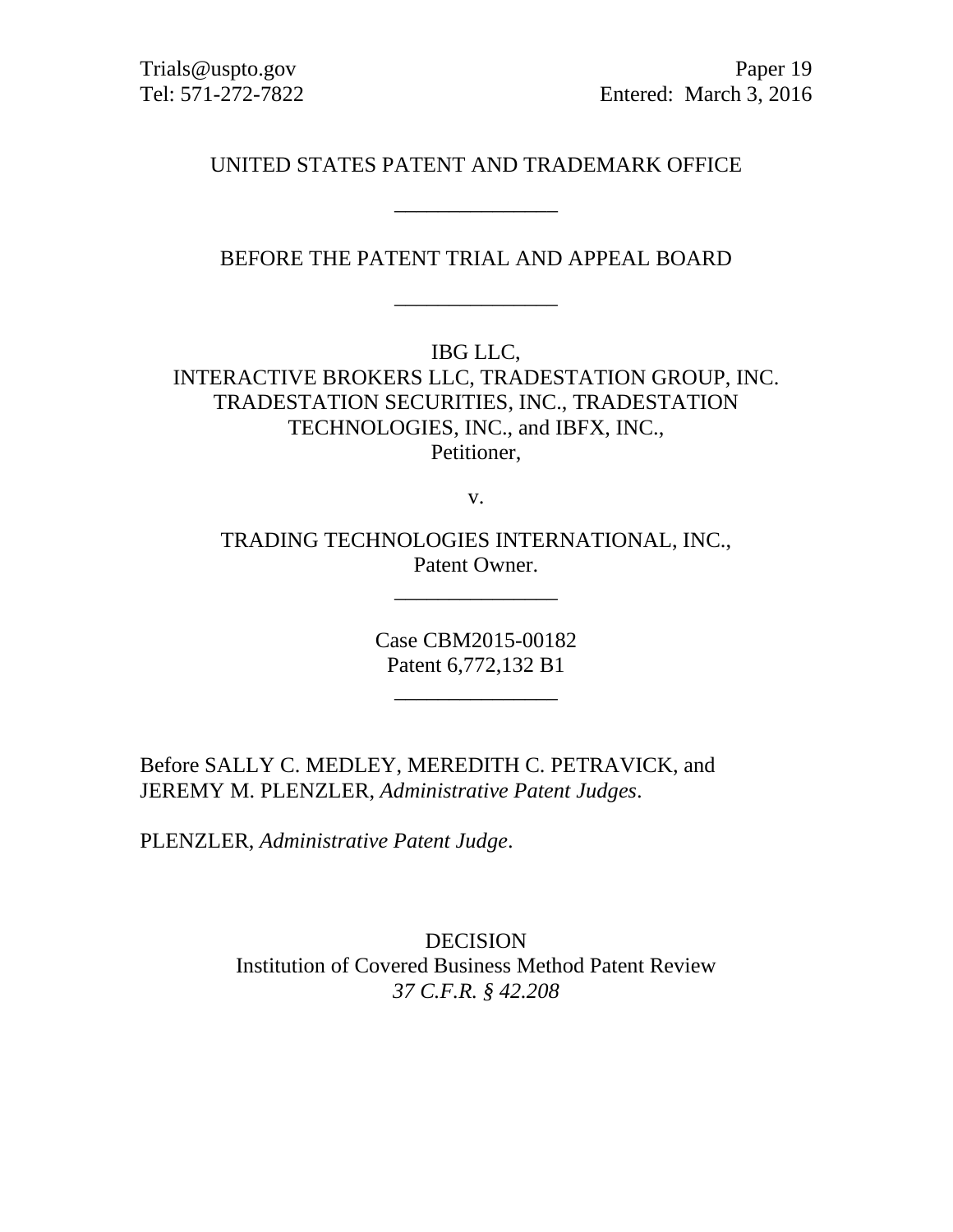Trials@uspto.gov
Tel: 571-272-7822

Paper 19
Entered: March 3, 2016

UNITED STATES PATENT AND TRADEMARK OFFICE

_______________

BEFORE THE PATENT TRIAL AND APPEAL BOARD

_______________

IBG LLC,
INTERACTIVE BROKERS LLC, TRADESTATION GROUP, INC.
TRADESTATION SECURITIES, INC., TRADESTATION
TECHNOLOGIES, INC., and IBFX, INC.,
Petitioner,

v.

TRADING TECHNOLOGIES INTERNATIONAL, INC.,
Patent Owner.

_______________

Case CBM2015-00182
Patent 6,772,132 B1

_______________

Before SALLY C. MEDLEY, MEREDITH C. PETRAVICK, and
JEREMY M. PLENZLER, *Administrative Patent Judges*.

PLENZLER, *Administrative Patent Judge*.

DECISION
Institution of Covered Business Method Patent Review
*37 C.F.R. § 42.208*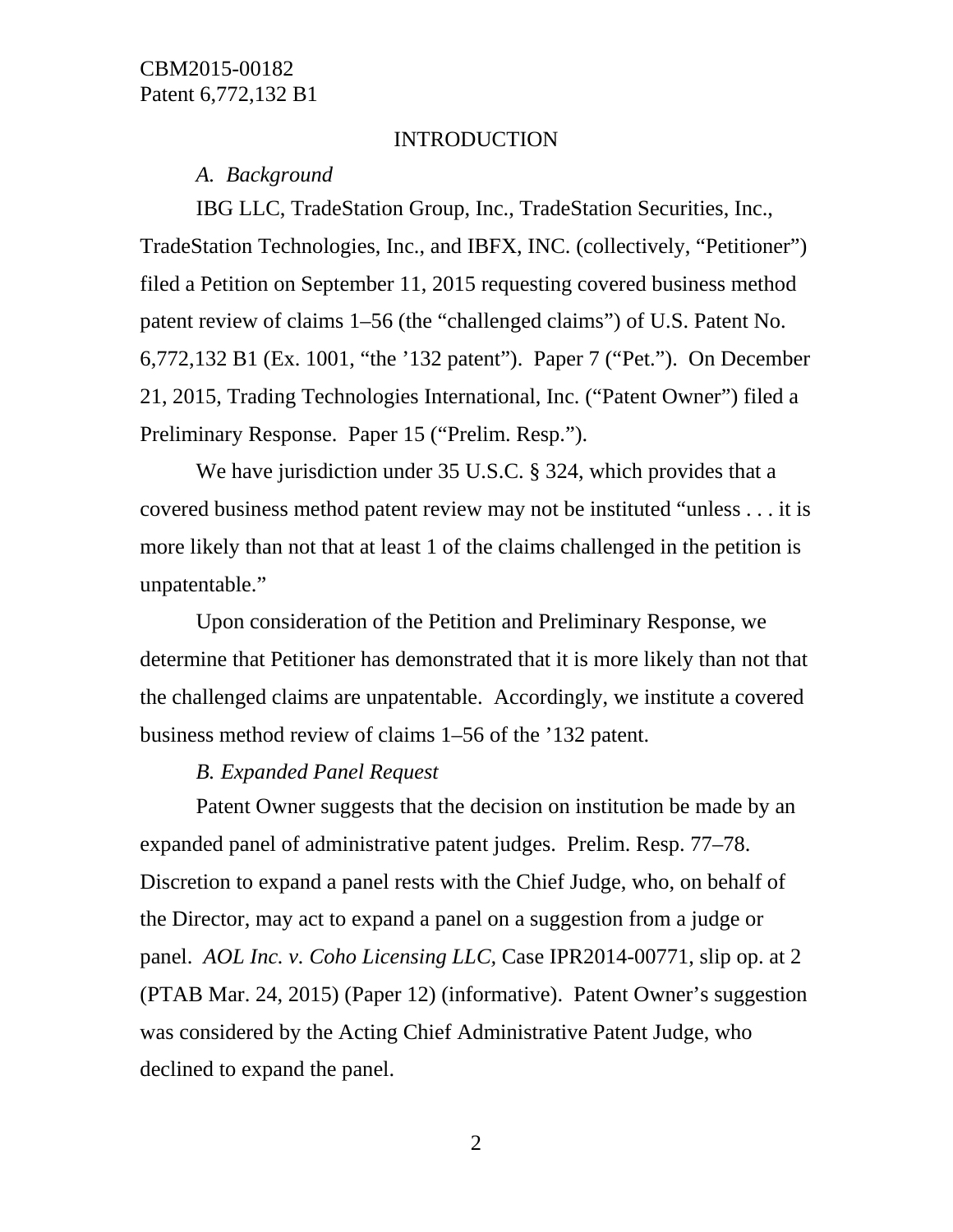## INTRODUCTION

### *A. Background*

IBG LLC, TradeStation Group, Inc., TradeStation Securities, Inc., TradeStation Technologies, Inc., and IBFX, INC. (collectively, "Petitioner") filed a Petition on September 11, 2015 requesting covered business method patent review of claims 1–56 (the "challenged claims") of U.S. Patent No. 6,772,132 B1 (Ex. 1001, "the '132 patent"). Paper 7 ("Pet."). On December 21, 2015, Trading Technologies International, Inc. ("Patent Owner") filed a Preliminary Response. Paper 15 ("Prelim. Resp.").

We have jurisdiction under 35 U.S.C. § 324, which provides that a covered business method patent review may not be instituted "unless . . . it is more likely than not that at least 1 of the claims challenged in the petition is unpatentable."

Upon consideration of the Petition and Preliminary Response, we determine that Petitioner has demonstrated that it is more likely than not that the challenged claims are unpatentable. Accordingly, we institute a covered business method review of claims 1–56 of the '132 patent.

### *B. Expanded Panel Request*

Patent Owner suggests that the decision on institution be made by an expanded panel of administrative patent judges. Prelim. Resp. 77–78. Discretion to expand a panel rests with the Chief Judge, who, on behalf of the Director, may act to expand a panel on a suggestion from a judge or panel. *AOL Inc. v. Coho Licensing LLC,* Case IPR2014-00771, slip op. at 2 (PTAB Mar. 24, 2015) (Paper 12) (informative). Patent Owner's suggestion was considered by the Acting Chief Administrative Patent Judge, who declined to expand the panel.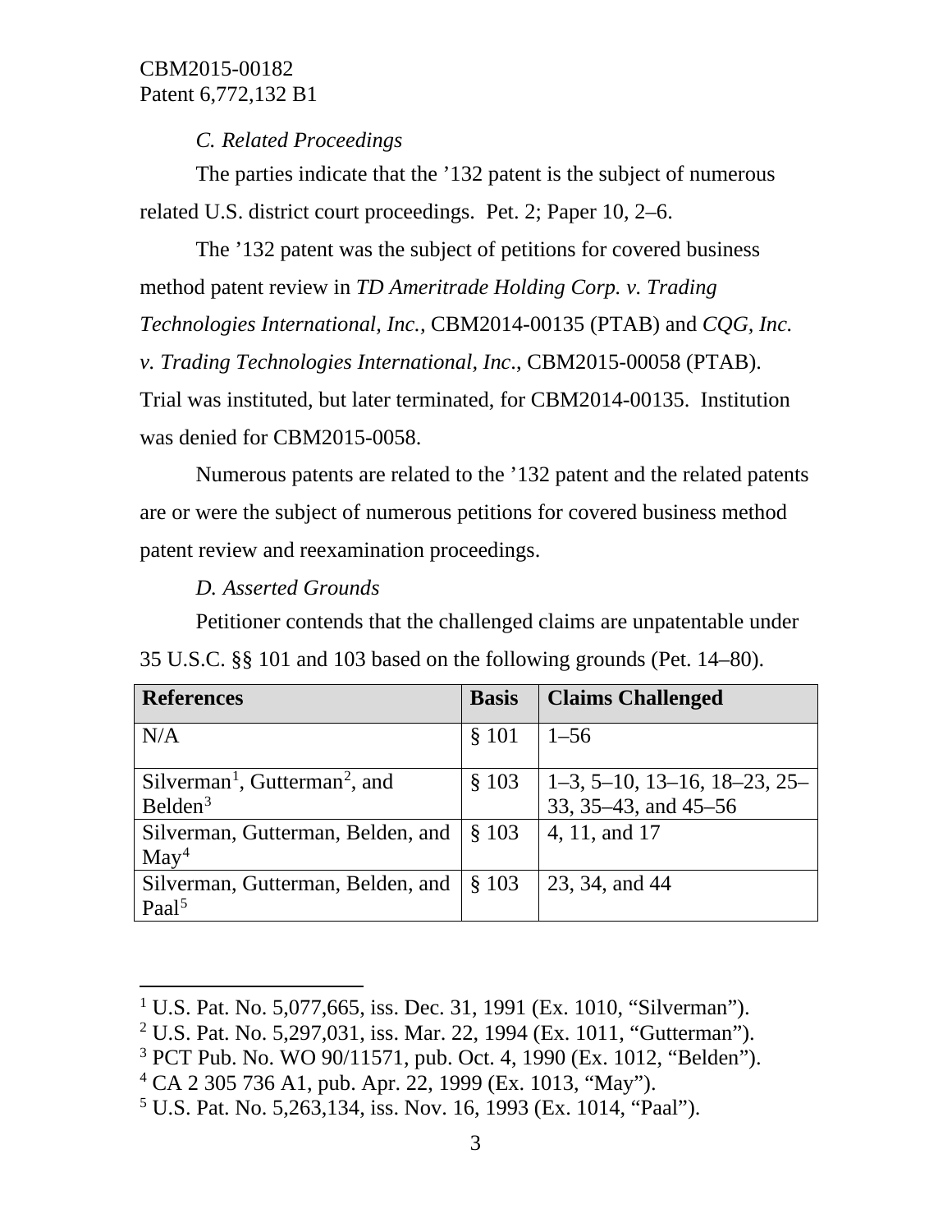### *C. Related Proceedings*

The parties indicate that the ’132 patent is the subject of numerous related U.S. district court proceedings. Pet. 2; Paper 10, 2–6.

The ’132 patent was the subject of petitions for covered business method patent review in *TD Ameritrade Holding Corp. v. Trading Technologies International, Inc.*, CBM2014-00135 (PTAB) and *CQG, Inc. v. Trading Technologies International, Inc*., CBM2015-00058 (PTAB). Trial was instituted, but later terminated, for CBM2014-00135. Institution was denied for CBM2015-0058.

Numerous patents are related to the ’132 patent and the related patents are or were the subject of numerous petitions for covered business method patent review and reexamination proceedings.

### *D. Asserted Grounds*

Petitioner contends that the challenged claims are unpatentable under 35 U.S.C. §§ 101 and 103 based on the following grounds (Pet. 14–80).

| **References** | **Basis** | **Claims Challenged** |
| --- | --- | --- |
| N/A | § 101 | 1–56 |
| Silverman[1], Gutterman[2], and Belden[3] | § 103 | 1–3, 5–10, 13–16, 18–23, 25–33, 35–43, and 45–56 |
| Silverman, Gutterman, Belden, and May[4] | § 103 | 4, 11, and 17 |
| Silverman, Gutterman, Belden, and Paal[5] | § 103 | 23, 34, and 44 |

[1] U.S. Pat. No. 5,077,665, iss. Dec. 31, 1991 (Ex. 1010, “Silverman”).
[2] U.S. Pat. No. 5,297,031, iss. Mar. 22, 1994 (Ex. 1011, “Gutterman”).
[3] PCT Pub. No. WO 90/11571, pub. Oct. 4, 1990 (Ex. 1012, “Belden”).
[4] CA 2 305 736 A1, pub. Apr. 22, 1999 (Ex. 1013, “May”).
[5] U.S. Pat. No. 5,263,134, iss. Nov. 16, 1993 (Ex. 1014, “Paal”).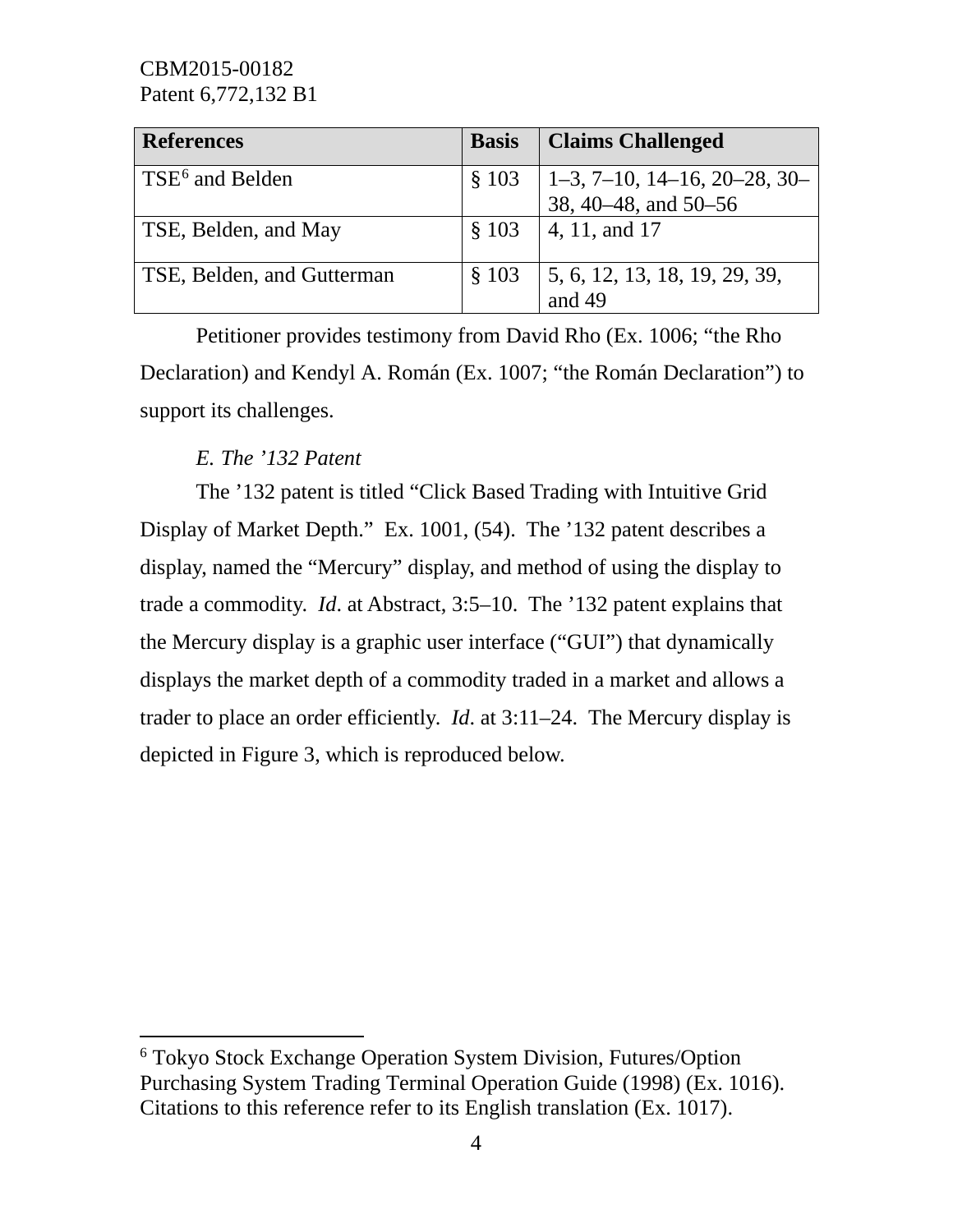| References | Basis | Claims Challenged |
|---|---|---|
| TSE[6] and Belden | § 103 | 1–3, 7–10, 14–16, 20–28, 30–38, 40–48, and 50–56 |
| TSE, Belden, and May | § 103 | 4, 11, and 17 |
| TSE, Belden, and Gutterman | § 103 | 5, 6, 12, 13, 18, 19, 29, 39, and 49 |

Petitioner provides testimony from David Rho (Ex. 1006; "the Rho Declaration) and Kendyl A. Román (Ex. 1007; "the Román Declaration") to support its challenges.

*E. The '132 Patent*

The '132 patent is titled "Click Based Trading with Intuitive Grid Display of Market Depth." Ex. 1001, (54). The '132 patent describes a display, named the "Mercury" display, and method of using the display to trade a commodity. *Id*. at Abstract, 3:5–10. The '132 patent explains that the Mercury display is a graphic user interface ("GUI") that dynamically displays the market depth of a commodity traded in a market and allows a trader to place an order efficiently. *Id*. at 3:11–24. The Mercury display is depicted in Figure 3, which is reproduced below.

---

[6] Tokyo Stock Exchange Operation System Division, Futures/Option Purchasing System Trading Terminal Operation Guide (1998) (Ex. 1016). Citations to this reference refer to its English translation (Ex. 1017).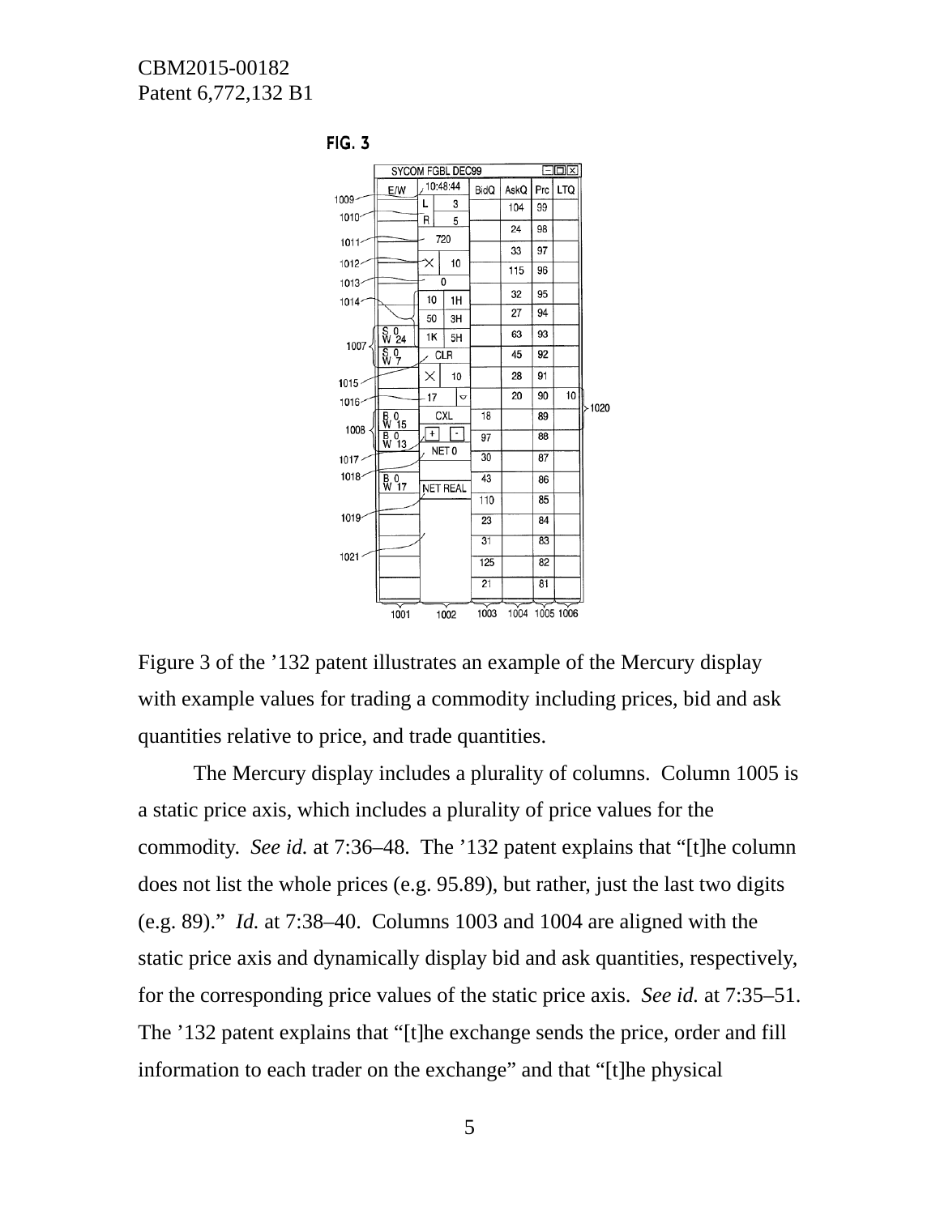FIG. 3

Figure 3 of the ’132 patent illustrates an example of the Mercury display with example values for trading a commodity including prices, bid and ask quantities relative to price, and trade quantities.

The Mercury display includes a plurality of columns. Column 1005 is a static price axis, which includes a plurality of price values for the commodity. *See id.* at 7:36–48. The ’132 patent explains that “[t]he column does not list the whole prices (e.g. 95.89), but rather, just the last two digits (e.g. 89).” *Id.* at 7:38–40. Columns 1003 and 1004 are aligned with the static price axis and dynamically display bid and ask quantities, respectively, for the corresponding price values of the static price axis. *See id.* at 7:35–51. The ’132 patent explains that “[t]he exchange sends the price, order and fill information to each trader on the exchange” and that “[t]he physical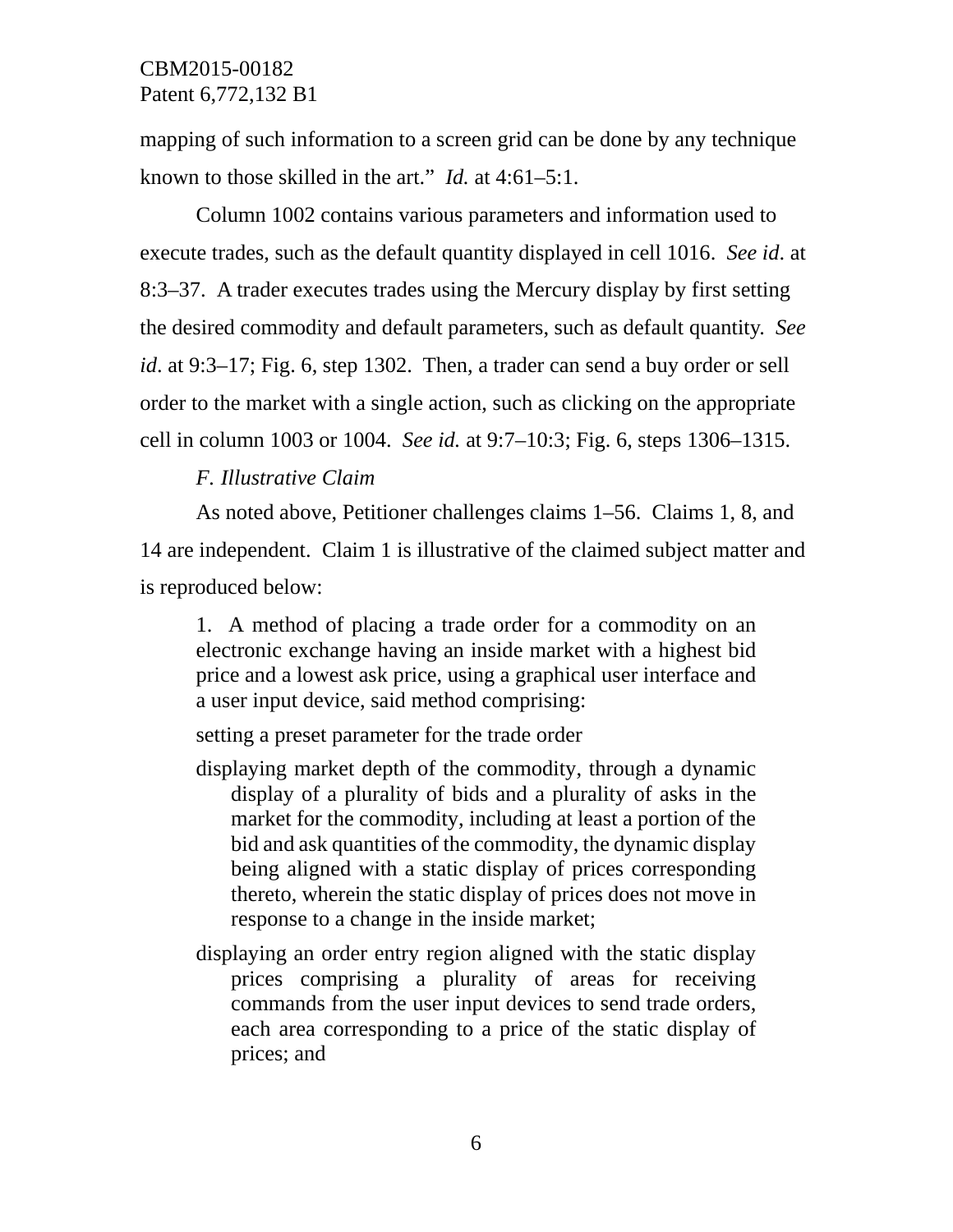mapping of such information to a screen grid can be done by any technique known to those skilled in the art." *Id.* at 4:61–5:1.

Column 1002 contains various parameters and information used to execute trades, such as the default quantity displayed in cell 1016. *See id*. at 8:3–37. A trader executes trades using the Mercury display by first setting the desired commodity and default parameters, such as default quantity. *See id*. at 9:3–17; Fig. 6, step 1302. Then, a trader can send a buy order or sell order to the market with a single action, such as clicking on the appropriate cell in column 1003 or 1004. *See id.* at 9:7–10:3; Fig. 6, steps 1306–1315.

*F. Illustrative Claim*

As noted above, Petitioner challenges claims 1–56. Claims 1, 8, and 14 are independent. Claim 1 is illustrative of the claimed subject matter and is reproduced below:

> 1. A method of placing a trade order for a commodity on an electronic exchange having an inside market with a highest bid price and a lowest ask price, using a graphical user interface and a user input device, said method comprising:
>
> setting a preset parameter for the trade order
>
> displaying market depth of the commodity, through a dynamic display of a plurality of bids and a plurality of asks in the market for the commodity, including at least a portion of the bid and ask quantities of the commodity, the dynamic display being aligned with a static display of prices corresponding thereto, wherein the static display of prices does not move in response to a change in the inside market;
>
> displaying an order entry region aligned with the static display prices comprising a plurality of areas for receiving commands from the user input devices to send trade orders, each area corresponding to a price of the static display of prices; and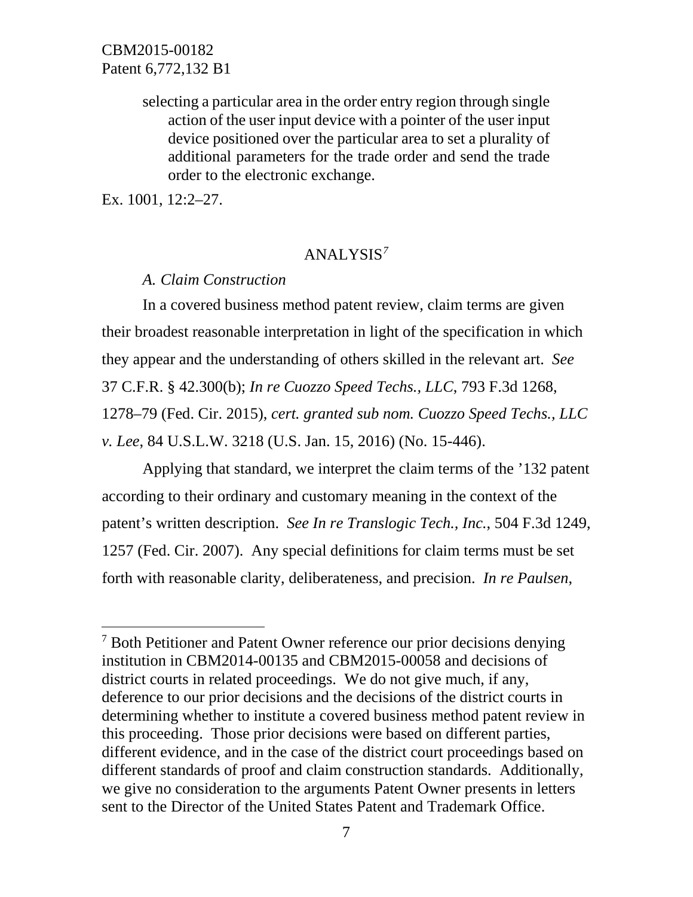selecting a particular area in the order entry region through single action of the user input device with a pointer of the user input device positioned over the particular area to set a plurality of additional parameters for the trade order and send the trade order to the electronic exchange.

Ex. 1001, 12:2–27.

## ANALYSIS[7]

### *A. Claim Construction*

In a covered business method patent review, claim terms are given their broadest reasonable interpretation in light of the specification in which they appear and the understanding of others skilled in the relevant art. *See* 37 C.F.R. § 42.300(b); *In re Cuozzo Speed Techs., LLC*, 793 F.3d 1268, 1278–79 (Fed. Cir. 2015), *cert. granted sub nom. Cuozzo Speed Techs., LLC v. Lee*, 84 U.S.L.W. 3218 (U.S. Jan. 15, 2016) (No. 15-446).

Applying that standard, we interpret the claim terms of the '132 patent according to their ordinary and customary meaning in the context of the patent's written description. *See In re Translogic Tech., Inc.*, 504 F.3d 1249, 1257 (Fed. Cir. 2007). Any special definitions for claim terms must be set forth with reasonable clarity, deliberateness, and precision. *In re Paulsen*,

[7] Both Petitioner and Patent Owner reference our prior decisions denying institution in CBM2014-00135 and CBM2015-00058 and decisions of district courts in related proceedings. We do not give much, if any, deference to our prior decisions and the decisions of the district courts in determining whether to institute a covered business method patent review in this proceeding. Those prior decisions were based on different parties, different evidence, and in the case of the district court proceedings based on different standards of proof and claim construction standards. Additionally, we give no consideration to the arguments Patent Owner presents in letters sent to the Director of the United States Patent and Trademark Office.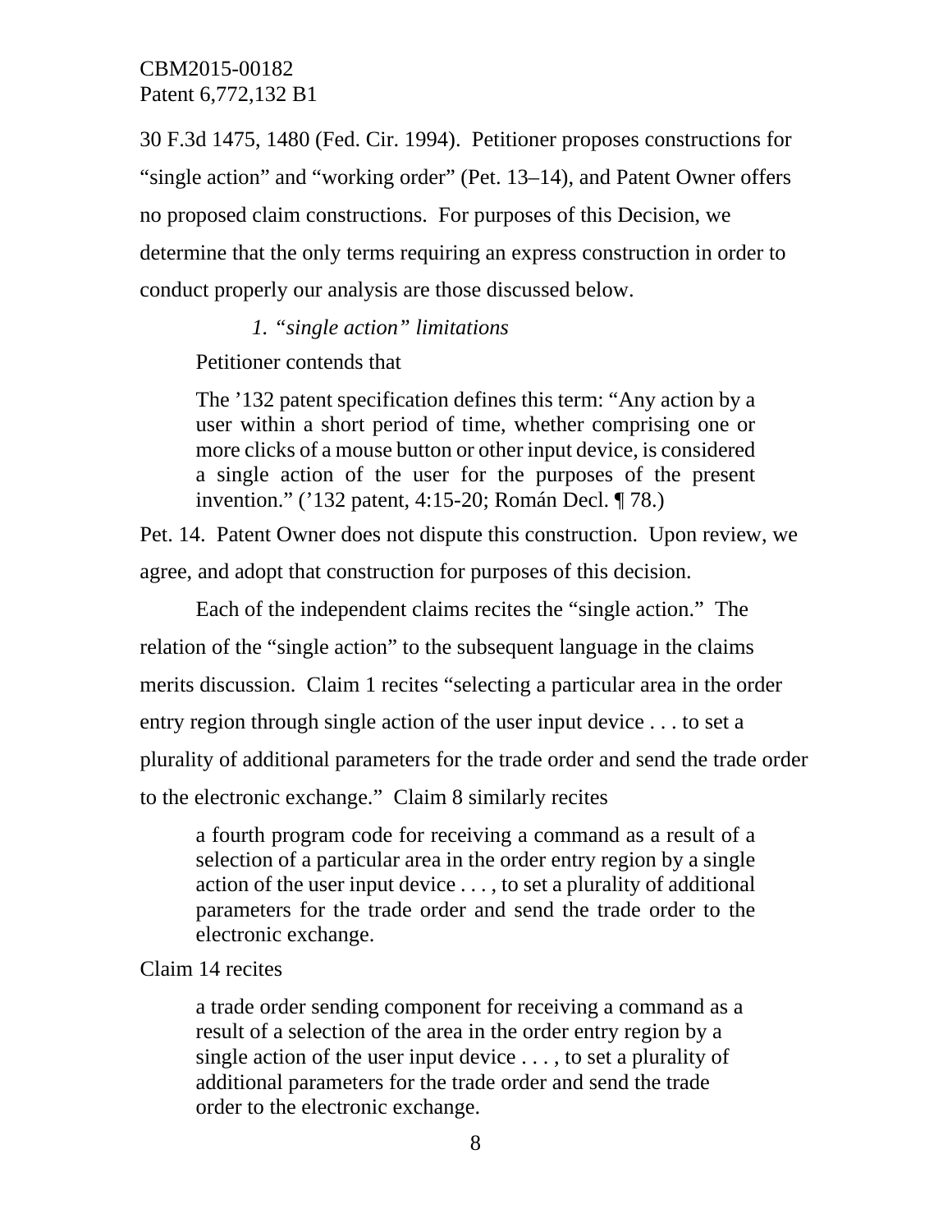30 F.3d 1475, 1480 (Fed. Cir. 1994). Petitioner proposes constructions for "single action" and "working order" (Pet. 13–14), and Patent Owner offers no proposed claim constructions. For purposes of this Decision, we determine that the only terms requiring an express construction in order to conduct properly our analysis are those discussed below.

*1. "single action" limitations*

Petitioner contends that

> The '132 patent specification defines this term: "Any action by a user within a short period of time, whether comprising one or more clicks of a mouse button or other input device, is considered a single action of the user for the purposes of the present invention." ('132 patent, 4:15-20; Román Decl. ¶ 78.)

Pet. 14. Patent Owner does not dispute this construction. Upon review, we agree, and adopt that construction for purposes of this decision.

Each of the independent claims recites the "single action." The relation of the "single action" to the subsequent language in the claims merits discussion. Claim 1 recites "selecting a particular area in the order entry region through single action of the user input device . . . to set a plurality of additional parameters for the trade order and send the trade order to the electronic exchange." Claim 8 similarly recites

> a fourth program code for receiving a command as a result of a selection of a particular area in the order entry region by a single action of the user input device . . . , to set a plurality of additional parameters for the trade order and send the trade order to the electronic exchange.

Claim 14 recites

> a trade order sending component for receiving a command as a result of a selection of the area in the order entry region by a single action of the user input device . . . , to set a plurality of additional parameters for the trade order and send the trade order to the electronic exchange.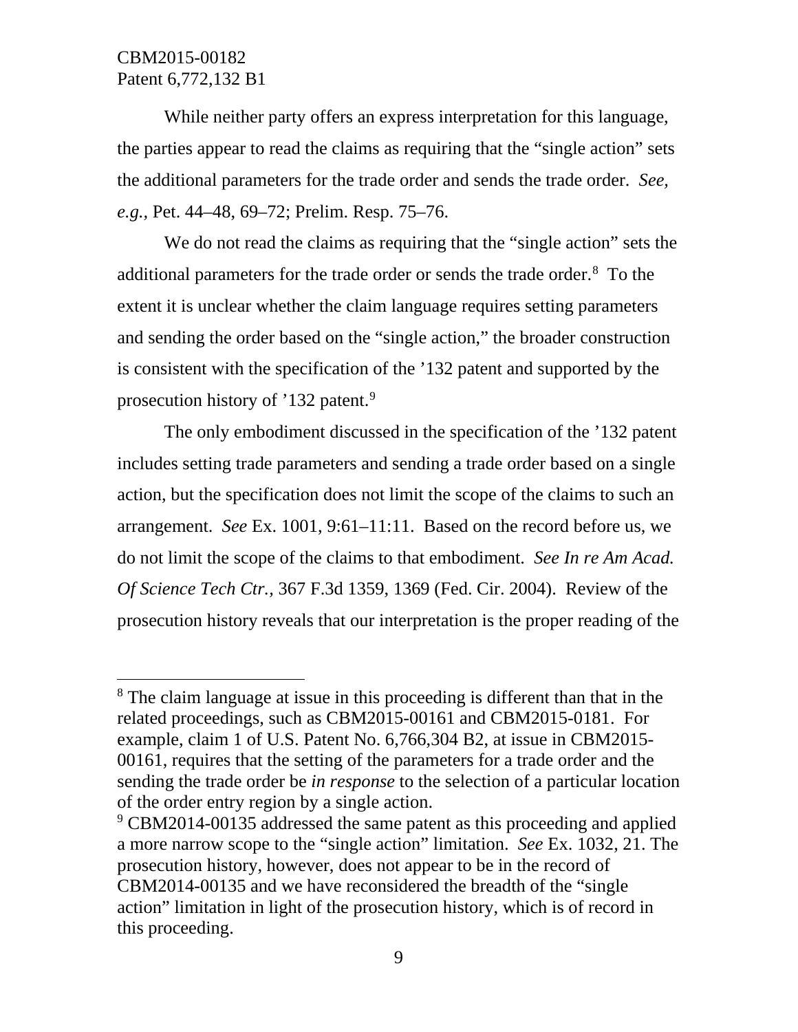While neither party offers an express interpretation for this language, the parties appear to read the claims as requiring that the "single action" sets the additional parameters for the trade order and sends the trade order. *See, e.g.*, Pet. 44–48, 69–72; Prelim. Resp. 75–76.

We do not read the claims as requiring that the "single action" sets the additional parameters for the trade order or sends the trade order.[8] To the extent it is unclear whether the claim language requires setting parameters and sending the order based on the "single action," the broader construction is consistent with the specification of the '132 patent and supported by the prosecution history of '132 patent.[9]

The only embodiment discussed in the specification of the '132 patent includes setting trade parameters and sending a trade order based on a single action, but the specification does not limit the scope of the claims to such an arrangement. *See* Ex. 1001, 9:61–11:11. Based on the record before us, we do not limit the scope of the claims to that embodiment. *See In re Am Acad. Of Science Tech Ctr.*, 367 F.3d 1359, 1369 (Fed. Cir. 2004). Review of the prosecution history reveals that our interpretation is the proper reading of the

---

[8] The claim language at issue in this proceeding is different than that in the related proceedings, such as CBM2015-00161 and CBM2015-0181. For example, claim 1 of U.S. Patent No. 6,766,304 B2, at issue in CBM2015-00161, requires that the setting of the parameters for a trade order and the sending the trade order be *in response* to the selection of a particular location of the order entry region by a single action.

[9] CBM2014-00135 addressed the same patent as this proceeding and applied a more narrow scope to the "single action" limitation. *See* Ex. 1032, 21. The prosecution history, however, does not appear to be in the record of CBM2014-00135 and we have reconsidered the breadth of the "single action" limitation in light of the prosecution history, which is of record in this proceeding.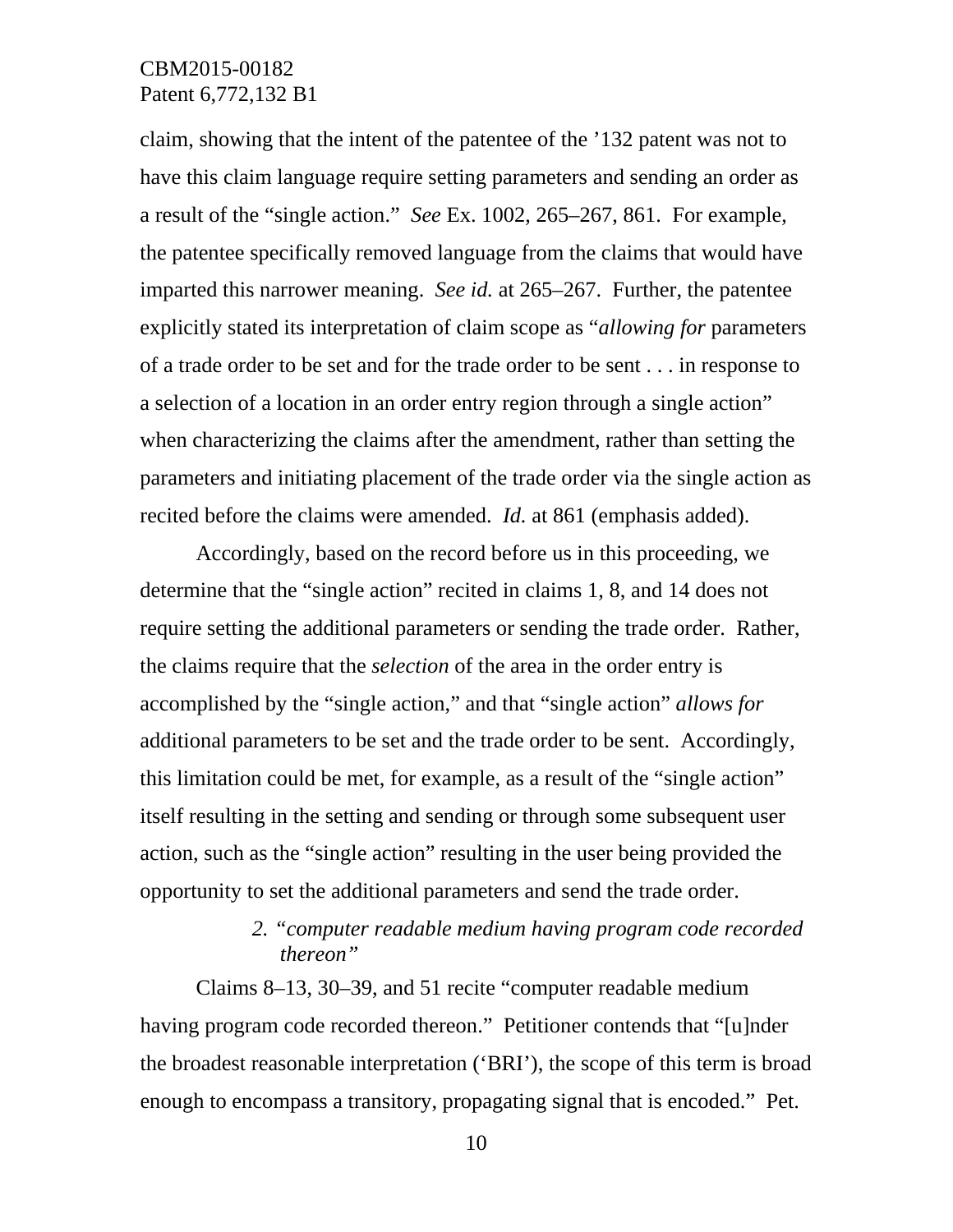claim, showing that the intent of the patentee of the ’132 patent was not to have this claim language require setting parameters and sending an order as a result of the “single action.” *See* Ex. 1002, 265–267, 861. For example, the patentee specifically removed language from the claims that would have imparted this narrower meaning. *See id.* at 265–267. Further, the patentee explicitly stated its interpretation of claim scope as “*allowing for* parameters of a trade order to be set and for the trade order to be sent . . . in response to a selection of a location in an order entry region through a single action” when characterizing the claims after the amendment, rather than setting the parameters and initiating placement of the trade order via the single action as recited before the claims were amended. *Id.* at 861 (emphasis added).

Accordingly, based on the record before us in this proceeding, we determine that the “single action” recited in claims 1, 8, and 14 does not require setting the additional parameters or sending the trade order. Rather, the claims require that the *selection* of the area in the order entry is accomplished by the “single action,” and that “single action” *allows for* additional parameters to be set and the trade order to be sent. Accordingly, this limitation could be met, for example, as a result of the “single action” itself resulting in the setting and sending or through some subsequent user action, such as the “single action” resulting in the user being provided the opportunity to set the additional parameters and send the trade order.

### 2. *“computer readable medium having program code recorded thereon”*

Claims 8–13, 30–39, and 51 recite “computer readable medium having program code recorded thereon.” Petitioner contends that “[u]nder the broadest reasonable interpretation (‘BRI’), the scope of this term is broad enough to encompass a transitory, propagating signal that is encoded.” Pet.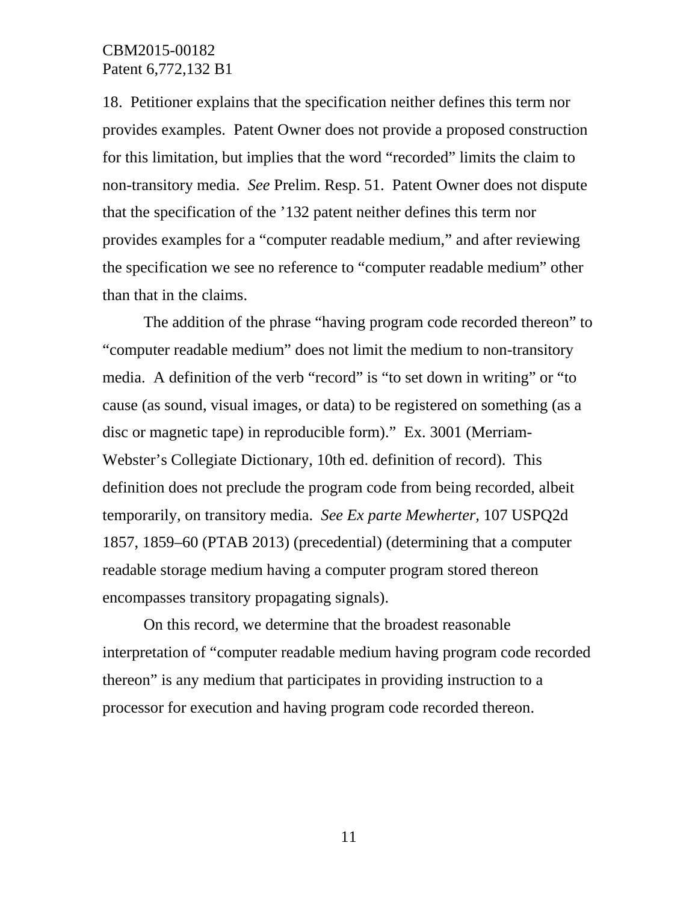18. Petitioner explains that the specification neither defines this term nor provides examples. Patent Owner does not provide a proposed construction for this limitation, but implies that the word "recorded" limits the claim to non-transitory media. *See* Prelim. Resp. 51. Patent Owner does not dispute that the specification of the '132 patent neither defines this term nor provides examples for a "computer readable medium," and after reviewing the specification we see no reference to "computer readable medium" other than that in the claims.

The addition of the phrase "having program code recorded thereon" to "computer readable medium" does not limit the medium to non-transitory media. A definition of the verb "record" is "to set down in writing" or "to cause (as sound, visual images, or data) to be registered on something (as a disc or magnetic tape) in reproducible form)." Ex. 3001 (Merriam-Webster's Collegiate Dictionary, 10th ed. definition of record). This definition does not preclude the program code from being recorded, albeit temporarily, on transitory media. *See Ex parte Mewherter*, 107 USPQ2d 1857, 1859–60 (PTAB 2013) (precedential) (determining that a computer readable storage medium having a computer program stored thereon encompasses transitory propagating signals).

On this record, we determine that the broadest reasonable interpretation of "computer readable medium having program code recorded thereon" is any medium that participates in providing instruction to a processor for execution and having program code recorded thereon.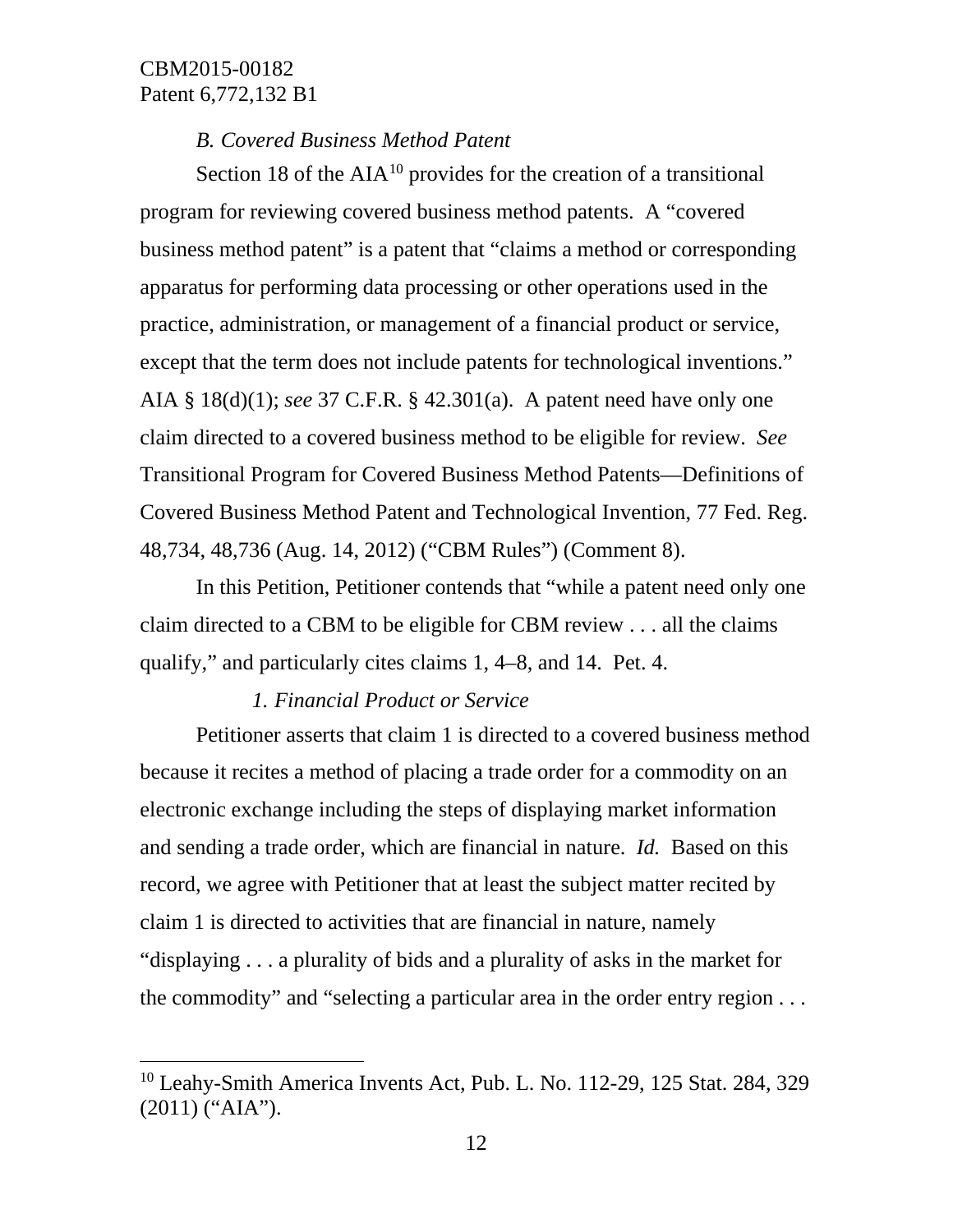### *B. Covered Business Method Patent*

Section 18 of the AIA[10] provides for the creation of a transitional program for reviewing covered business method patents. A "covered business method patent" is a patent that "claims a method or corresponding apparatus for performing data processing or other operations used in the practice, administration, or management of a financial product or service, except that the term does not include patents for technological inventions." AIA § 18(d)(1); *see* 37 C.F.R. § 42.301(a). A patent need have only one claim directed to a covered business method to be eligible for review. *See* Transitional Program for Covered Business Method Patents—Definitions of Covered Business Method Patent and Technological Invention, 77 Fed. Reg. 48,734, 48,736 (Aug. 14, 2012) ("CBM Rules") (Comment 8).

In this Petition, Petitioner contends that "while a patent need only one claim directed to a CBM to be eligible for CBM review . . . all the claims qualify," and particularly cites claims 1, 4–8, and 14. Pet. 4.

#### *1. Financial Product or Service*

Petitioner asserts that claim 1 is directed to a covered business method because it recites a method of placing a trade order for a commodity on an electronic exchange including the steps of displaying market information and sending a trade order, which are financial in nature. *Id.* Based on this record, we agree with Petitioner that at least the subject matter recited by claim 1 is directed to activities that are financial in nature, namely "displaying . . . a plurality of bids and a plurality of asks in the market for the commodity" and "selecting a particular area in the order entry region . . .

---

[10] Leahy-Smith America Invents Act, Pub. L. No. 112-29, 125 Stat. 284, 329 (2011) ("AIA").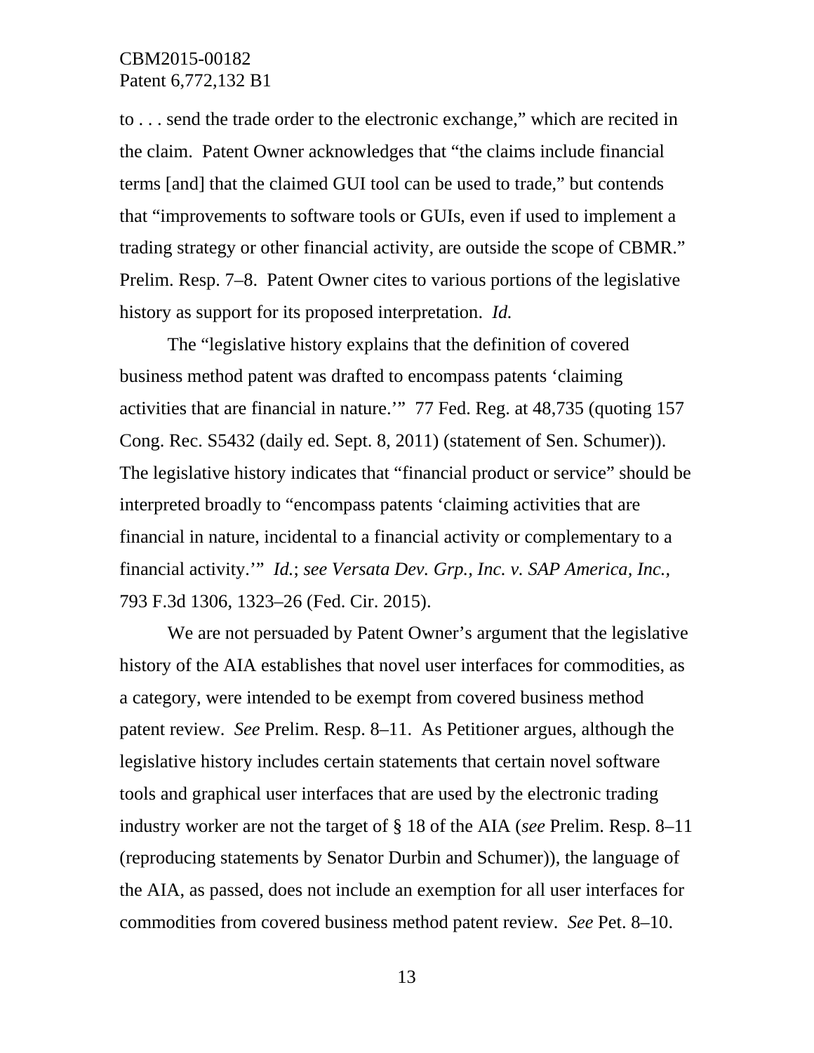to . . . send the trade order to the electronic exchange," which are recited in the claim. Patent Owner acknowledges that "the claims include financial terms [and] that the claimed GUI tool can be used to trade," but contends that "improvements to software tools or GUIs, even if used to implement a trading strategy or other financial activity, are outside the scope of CBMR." Prelim. Resp. 7–8. Patent Owner cites to various portions of the legislative history as support for its proposed interpretation. *Id.*

The "legislative history explains that the definition of covered business method patent was drafted to encompass patents 'claiming activities that are financial in nature.'" 77 Fed. Reg. at 48,735 (quoting 157 Cong. Rec. S5432 (daily ed. Sept. 8, 2011) (statement of Sen. Schumer)). The legislative history indicates that "financial product or service" should be interpreted broadly to "encompass patents 'claiming activities that are financial in nature, incidental to a financial activity or complementary to a financial activity.'" *Id.*; *see Versata Dev. Grp., Inc. v. SAP America, Inc.*, 793 F.3d 1306, 1323–26 (Fed. Cir. 2015).

We are not persuaded by Patent Owner's argument that the legislative history of the AIA establishes that novel user interfaces for commodities, as a category, were intended to be exempt from covered business method patent review. *See* Prelim. Resp. 8–11. As Petitioner argues, although the legislative history includes certain statements that certain novel software tools and graphical user interfaces that are used by the electronic trading industry worker are not the target of § 18 of the AIA (*see* Prelim. Resp. 8–11 (reproducing statements by Senator Durbin and Schumer)), the language of the AIA, as passed, does not include an exemption for all user interfaces for commodities from covered business method patent review. *See* Pet. 8–10.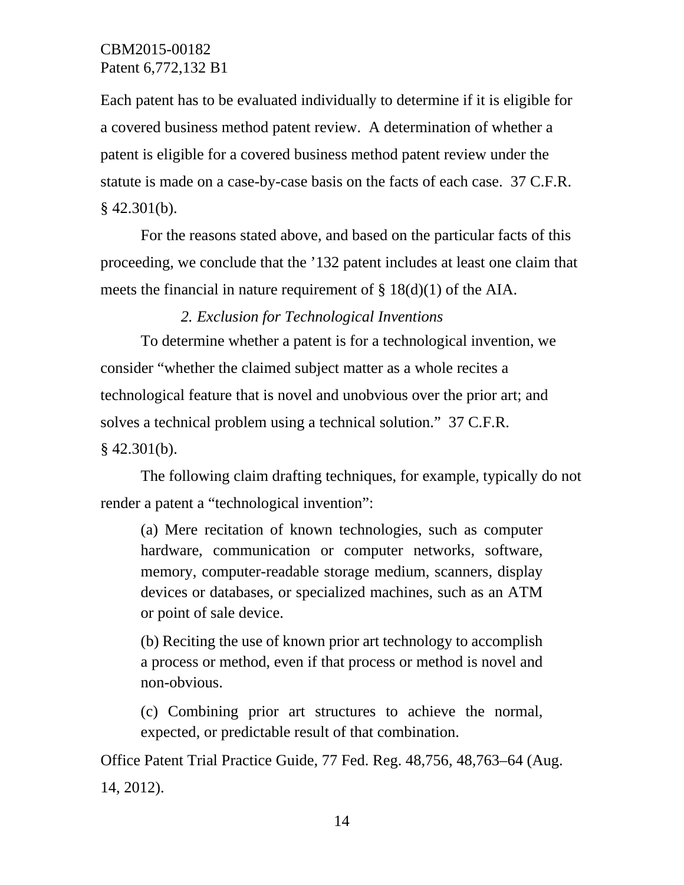Each patent has to be evaluated individually to determine if it is eligible for a covered business method patent review. A determination of whether a patent is eligible for a covered business method patent review under the statute is made on a case-by-case basis on the facts of each case. 37 C.F.R. § 42.301(b).

For the reasons stated above, and based on the particular facts of this proceeding, we conclude that the ’132 patent includes at least one claim that meets the financial in nature requirement of § 18(d)(1) of the AIA.

### *2. Exclusion for Technological Inventions*

To determine whether a patent is for a technological invention, we consider “whether the claimed subject matter as a whole recites a technological feature that is novel and unobvious over the prior art; and solves a technical problem using a technical solution.” 37 C.F.R. § 42.301(b).

The following claim drafting techniques, for example, typically do not render a patent a “technological invention”:

> (a) Mere recitation of known technologies, such as computer hardware, communication or computer networks, software, memory, computer-readable storage medium, scanners, display devices or databases, or specialized machines, such as an ATM or point of sale device.
>
> (b) Reciting the use of known prior art technology to accomplish a process or method, even if that process or method is novel and non-obvious.
>
> (c) Combining prior art structures to achieve the normal, expected, or predictable result of that combination.

Office Patent Trial Practice Guide, 77 Fed. Reg. 48,756, 48,763–64 (Aug. 14, 2012).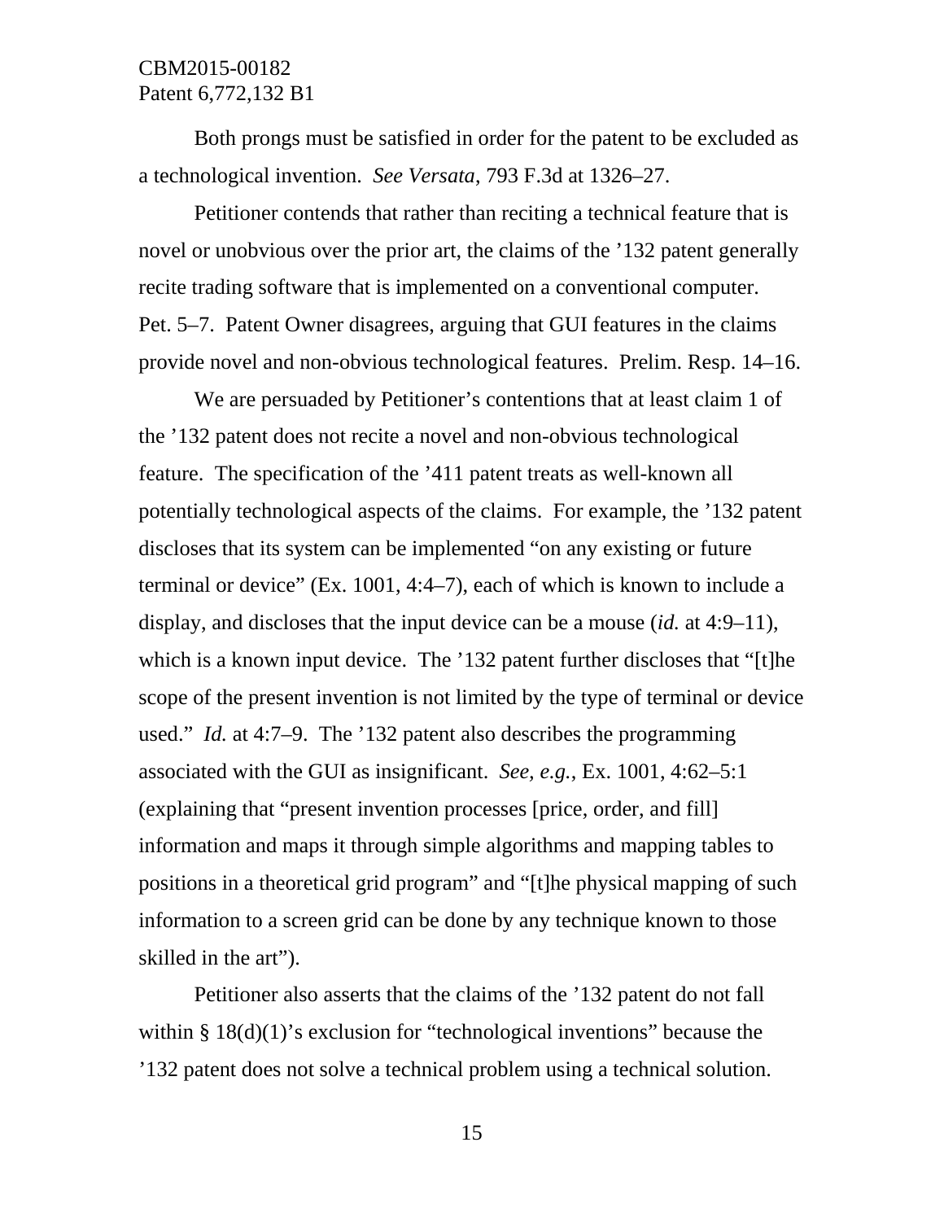Both prongs must be satisfied in order for the patent to be excluded as a technological invention. *See Versata*, 793 F.3d at 1326–27.

Petitioner contends that rather than reciting a technical feature that is novel or unobvious over the prior art, the claims of the ’132 patent generally recite trading software that is implemented on a conventional computer. Pet. 5–7. Patent Owner disagrees, arguing that GUI features in the claims provide novel and non-obvious technological features. Prelim. Resp. 14–16.

We are persuaded by Petitioner’s contentions that at least claim 1 of the ’132 patent does not recite a novel and non-obvious technological feature. The specification of the ’411 patent treats as well-known all potentially technological aspects of the claims. For example, the ’132 patent discloses that its system can be implemented “on any existing or future terminal or device” (Ex. 1001, 4:4–7), each of which is known to include a display, and discloses that the input device can be a mouse (*id.* at 4:9–11), which is a known input device. The ’132 patent further discloses that “[t]he scope of the present invention is not limited by the type of terminal or device used.” *Id.* at 4:7–9. The ’132 patent also describes the programming associated with the GUI as insignificant. *See, e.g.*, Ex. 1001, 4:62–5:1 (explaining that “present invention processes [price, order, and fill] information and maps it through simple algorithms and mapping tables to positions in a theoretical grid program” and “[t]he physical mapping of such information to a screen grid can be done by any technique known to those skilled in the art”).

Petitioner also asserts that the claims of the ’132 patent do not fall within § 18(d)(1)’s exclusion for “technological inventions” because the ’132 patent does not solve a technical problem using a technical solution.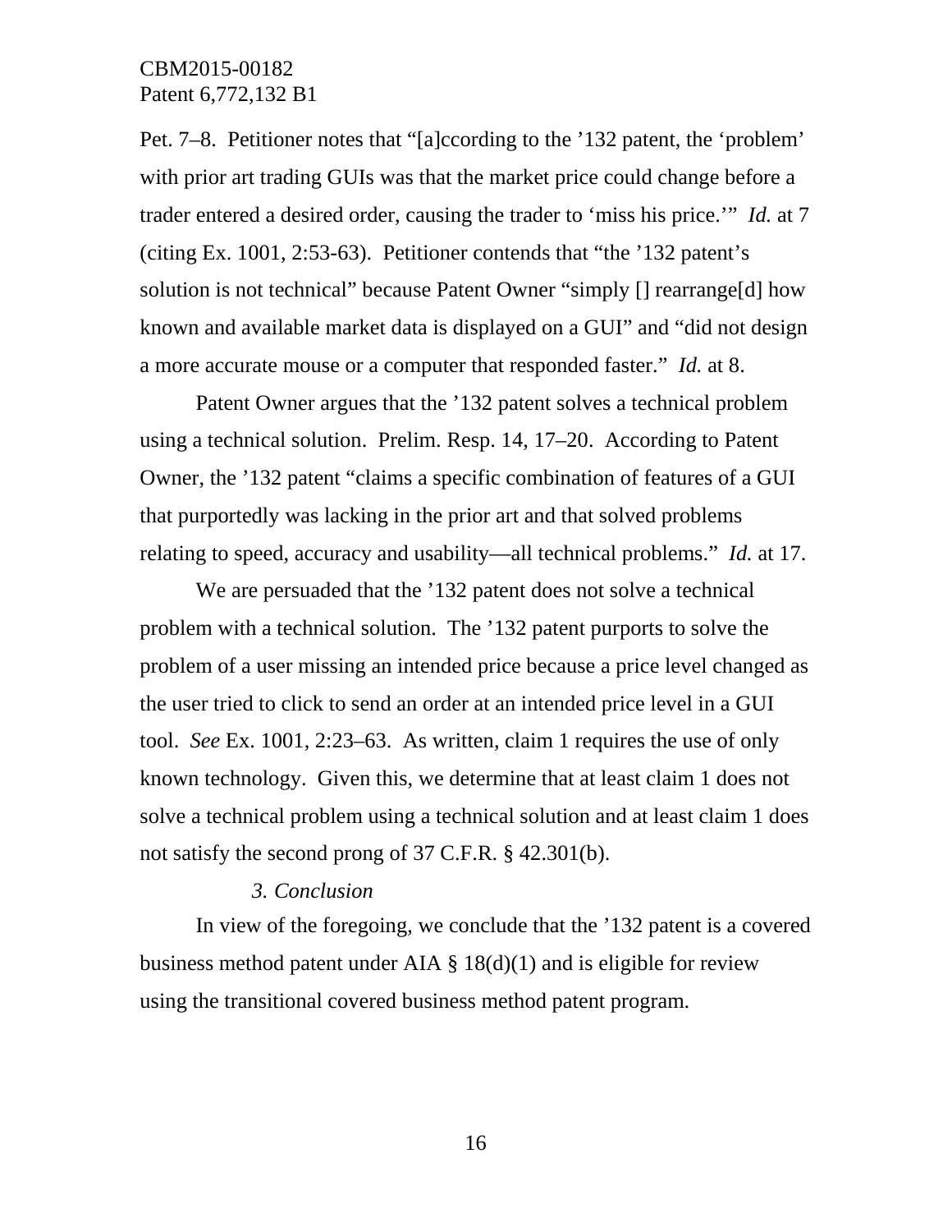Pet. 7–8. Petitioner notes that "[a]ccording to the '132 patent, the 'problem' with prior art trading GUIs was that the market price could change before a trader entered a desired order, causing the trader to 'miss his price.'" *Id.* at 7 (citing Ex. 1001, 2:53-63). Petitioner contends that "the '132 patent's solution is not technical" because Patent Owner "simply [] rearrange[d] how known and available market data is displayed on a GUI" and "did not design a more accurate mouse or a computer that responded faster." *Id.* at 8.

Patent Owner argues that the '132 patent solves a technical problem using a technical solution. Prelim. Resp. 14, 17–20. According to Patent Owner, the '132 patent "claims a specific combination of features of a GUI that purportedly was lacking in the prior art and that solved problems relating to speed, accuracy and usability—all technical problems." *Id.* at 17.

We are persuaded that the '132 patent does not solve a technical problem with a technical solution. The '132 patent purports to solve the problem of a user missing an intended price because a price level changed as the user tried to click to send an order at an intended price level in a GUI tool. *See* Ex. 1001, 2:23–63. As written, claim 1 requires the use of only known technology. Given this, we determine that at least claim 1 does not solve a technical problem using a technical solution and at least claim 1 does not satisfy the second prong of 37 C.F.R. § 42.301(b).

*3. Conclusion*

In view of the foregoing, we conclude that the '132 patent is a covered business method patent under AIA § 18(d)(1) and is eligible for review using the transitional covered business method patent program.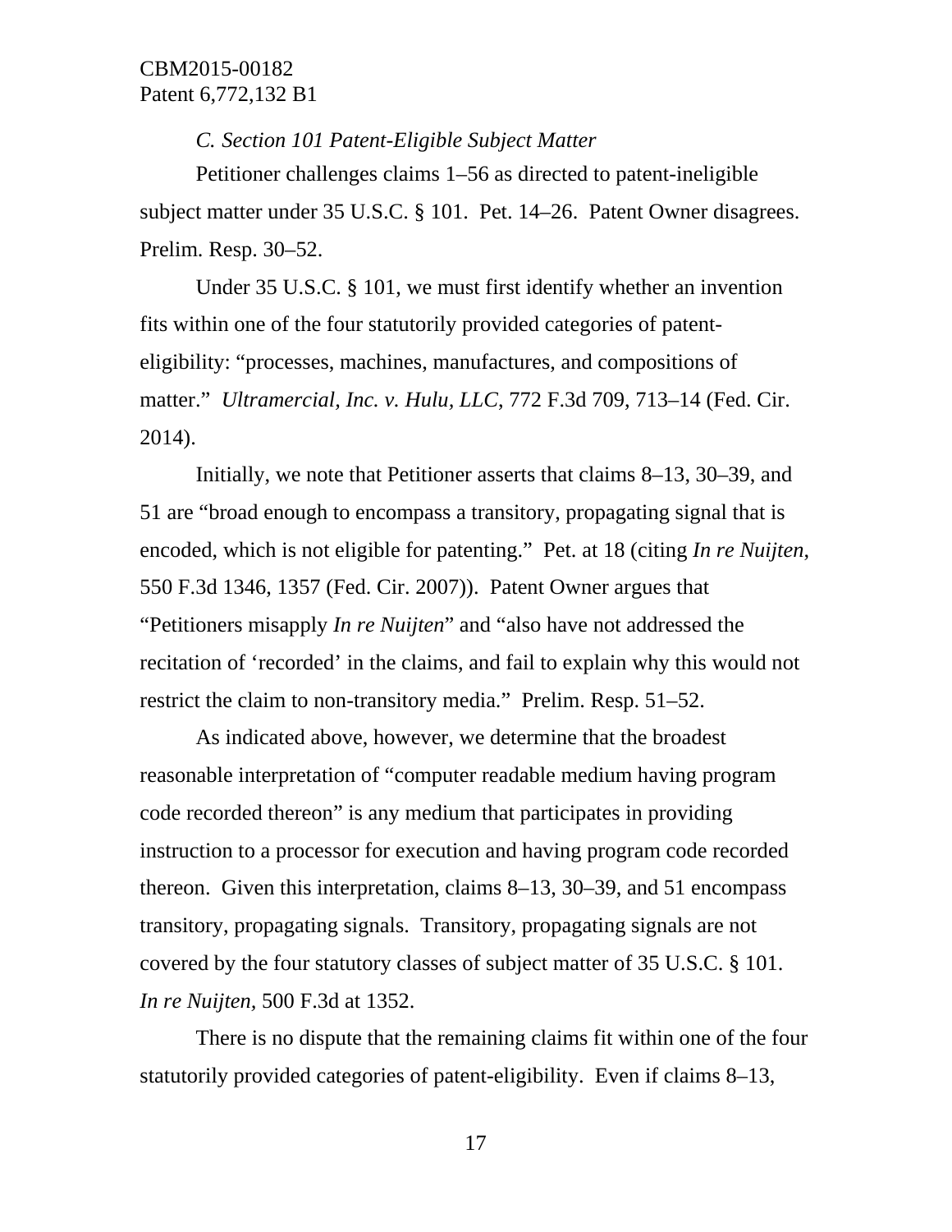*C. Section 101 Patent-Eligible Subject Matter*

Petitioner challenges claims 1–56 as directed to patent-ineligible subject matter under 35 U.S.C. § 101. Pet. 14–26. Patent Owner disagrees. Prelim. Resp. 30–52.

Under 35 U.S.C. § 101, we must first identify whether an invention fits within one of the four statutorily provided categories of patent-eligibility: "processes, machines, manufactures, and compositions of matter." *Ultramercial, Inc. v. Hulu, LLC*, 772 F.3d 709, 713–14 (Fed. Cir. 2014).

Initially, we note that Petitioner asserts that claims 8–13, 30–39, and 51 are "broad enough to encompass a transitory, propagating signal that is encoded, which is not eligible for patenting." Pet. at 18 (citing *In re Nuijten*, 550 F.3d 1346, 1357 (Fed. Cir. 2007)). Patent Owner argues that "Petitioners misapply *In re Nuijten*" and "also have not addressed the recitation of 'recorded' in the claims, and fail to explain why this would not restrict the claim to non-transitory media." Prelim. Resp. 51–52.

As indicated above, however, we determine that the broadest reasonable interpretation of "computer readable medium having program code recorded thereon" is any medium that participates in providing instruction to a processor for execution and having program code recorded thereon. Given this interpretation, claims 8–13, 30–39, and 51 encompass transitory, propagating signals. Transitory, propagating signals are not covered by the four statutory classes of subject matter of 35 U.S.C. § 101. *In re Nuijten*, 500 F.3d at 1352.

There is no dispute that the remaining claims fit within one of the four statutorily provided categories of patent-eligibility. Even if claims 8–13,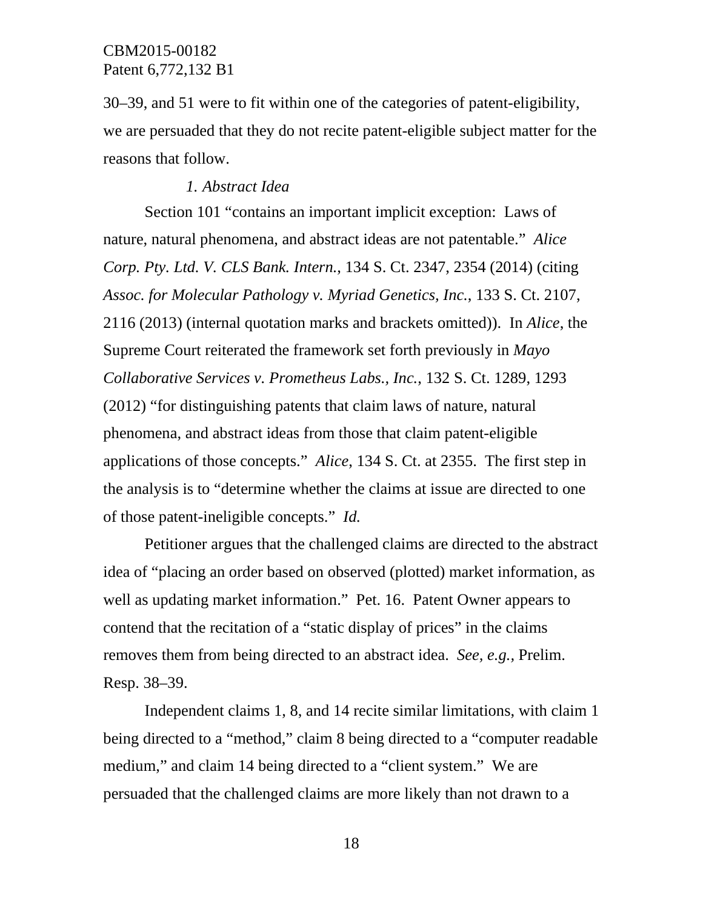30–39, and 51 were to fit within one of the categories of patent-eligibility, we are persuaded that they do not recite patent-eligible subject matter for the reasons that follow.

*1. Abstract Idea*

Section 101 "contains an important implicit exception: Laws of nature, natural phenomena, and abstract ideas are not patentable." *Alice Corp. Pty. Ltd. V. CLS Bank. Intern.*, 134 S. Ct. 2347, 2354 (2014) (citing *Assoc. for Molecular Pathology v. Myriad Genetics, Inc.*, 133 S. Ct. 2107, 2116 (2013) (internal quotation marks and brackets omitted)). In *Alice*, the Supreme Court reiterated the framework set forth previously in *Mayo Collaborative Services v. Prometheus Labs., Inc.*, 132 S. Ct. 1289, 1293 (2012) "for distinguishing patents that claim laws of nature, natural phenomena, and abstract ideas from those that claim patent-eligible applications of those concepts." *Alice*, 134 S. Ct. at 2355. The first step in the analysis is to "determine whether the claims at issue are directed to one of those patent-ineligible concepts." *Id.*

Petitioner argues that the challenged claims are directed to the abstract idea of "placing an order based on observed (plotted) market information, as well as updating market information." Pet. 16. Patent Owner appears to contend that the recitation of a "static display of prices" in the claims removes them from being directed to an abstract idea. *See, e.g.,* Prelim. Resp. 38–39.

Independent claims 1, 8, and 14 recite similar limitations, with claim 1 being directed to a "method," claim 8 being directed to a "computer readable medium," and claim 14 being directed to a "client system." We are persuaded that the challenged claims are more likely than not drawn to a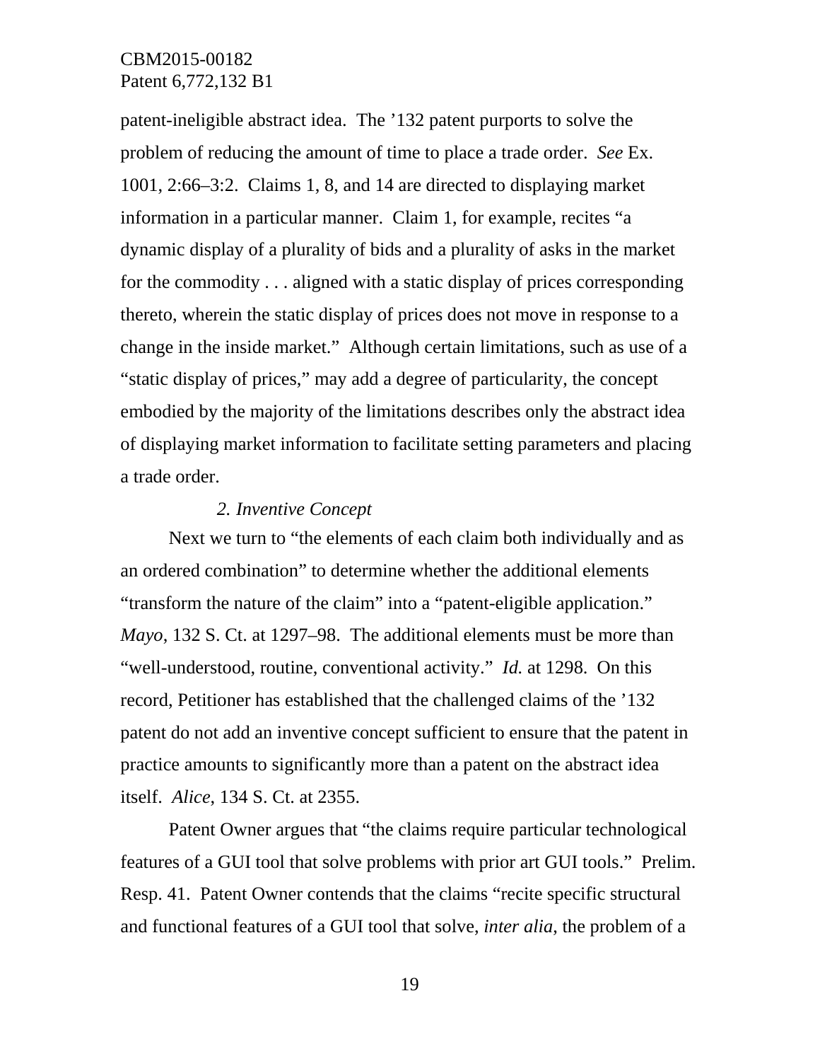patent-ineligible abstract idea. The ’132 patent purports to solve the problem of reducing the amount of time to place a trade order. *See* Ex. 1001, 2:66–3:2. Claims 1, 8, and 14 are directed to displaying market information in a particular manner. Claim 1, for example, recites “a dynamic display of a plurality of bids and a plurality of asks in the market for the commodity . . . aligned with a static display of prices corresponding thereto, wherein the static display of prices does not move in response to a change in the inside market.” Although certain limitations, such as use of a “static display of prices,” may add a degree of particularity, the concept embodied by the majority of the limitations describes only the abstract idea of displaying market information to facilitate setting parameters and placing a trade order.

*2. Inventive Concept*

Next we turn to “the elements of each claim both individually and as an ordered combination” to determine whether the additional elements “transform the nature of the claim” into a “patent-eligible application.” *Mayo*, 132 S. Ct. at 1297–98. The additional elements must be more than “well-understood, routine, conventional activity.” *Id.* at 1298. On this record, Petitioner has established that the challenged claims of the ’132 patent do not add an inventive concept sufficient to ensure that the patent in practice amounts to significantly more than a patent on the abstract idea itself. *Alice*, 134 S. Ct. at 2355.

Patent Owner argues that “the claims require particular technological features of a GUI tool that solve problems with prior art GUI tools.” Prelim. Resp. 41. Patent Owner contends that the claims “recite specific structural and functional features of a GUI tool that solve, *inter alia*, the problem of a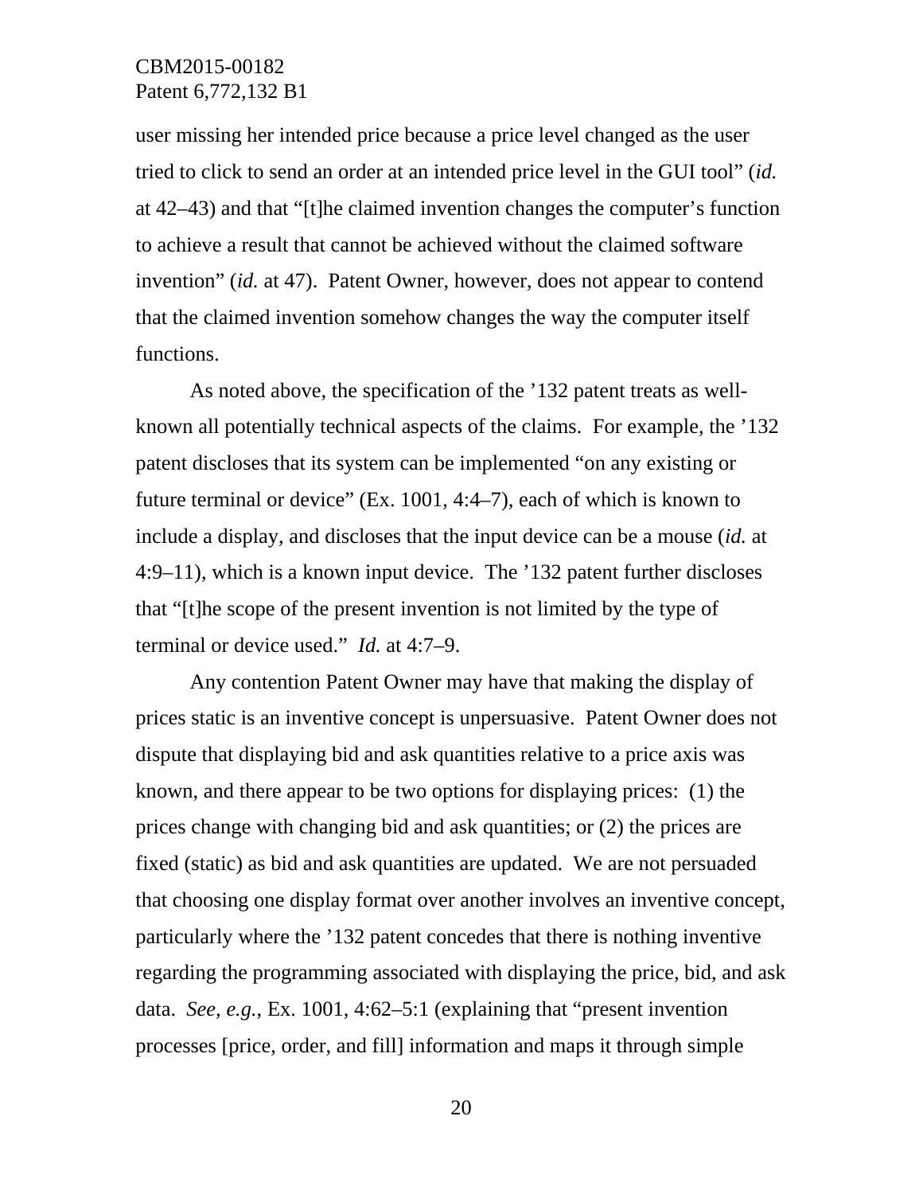user missing her intended price because a price level changed as the user tried to click to send an order at an intended price level in the GUI tool" (*id.* at 42–43) and that "[t]he claimed invention changes the computer's function to achieve a result that cannot be achieved without the claimed software invention" (*id.* at 47). Patent Owner, however, does not appear to contend that the claimed invention somehow changes the way the computer itself functions.

As noted above, the specification of the '132 patent treats as well-known all potentially technical aspects of the claims. For example, the '132 patent discloses that its system can be implemented "on any existing or future terminal or device" (Ex. 1001, 4:4–7), each of which is known to include a display, and discloses that the input device can be a mouse (*id.* at 4:9–11), which is a known input device. The '132 patent further discloses that "[t]he scope of the present invention is not limited by the type of terminal or device used." *Id.* at 4:7–9.

Any contention Patent Owner may have that making the display of prices static is an inventive concept is unpersuasive. Patent Owner does not dispute that displaying bid and ask quantities relative to a price axis was known, and there appear to be two options for displaying prices: (1) the prices change with changing bid and ask quantities; or (2) the prices are fixed (static) as bid and ask quantities are updated. We are not persuaded that choosing one display format over another involves an inventive concept, particularly where the '132 patent concedes that there is nothing inventive regarding the programming associated with displaying the price, bid, and ask data. *See, e.g.*, Ex. 1001, 4:62–5:1 (explaining that "present invention processes [price, order, and fill] information and maps it through simple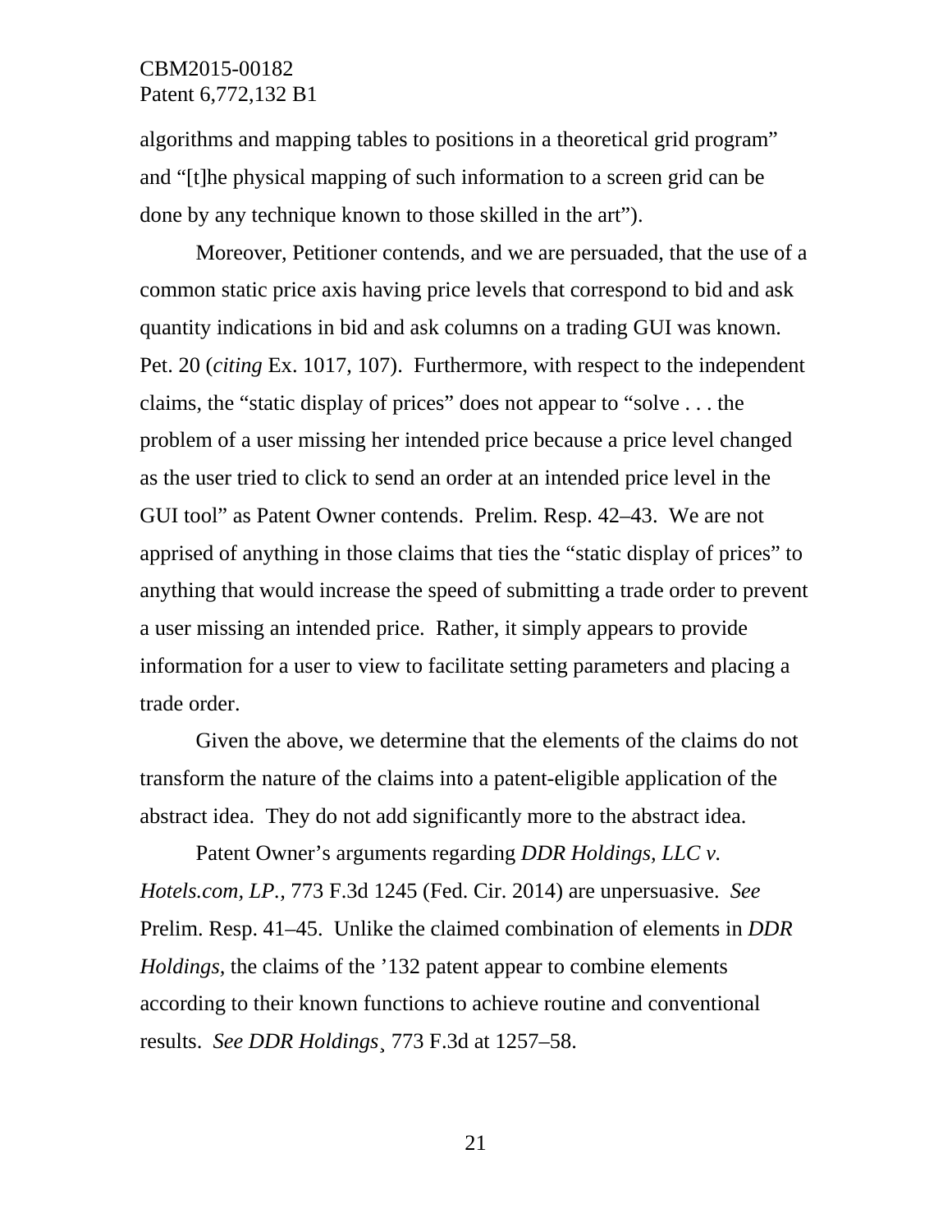algorithms and mapping tables to positions in a theoretical grid program" and "[t]he physical mapping of such information to a screen grid can be done by any technique known to those skilled in the art").

Moreover, Petitioner contends, and we are persuaded, that the use of a common static price axis having price levels that correspond to bid and ask quantity indications in bid and ask columns on a trading GUI was known. Pet. 20 (*citing* Ex. 1017, 107). Furthermore, with respect to the independent claims, the "static display of prices" does not appear to "solve . . . the problem of a user missing her intended price because a price level changed as the user tried to click to send an order at an intended price level in the GUI tool" as Patent Owner contends. Prelim. Resp. 42–43. We are not apprised of anything in those claims that ties the "static display of prices" to anything that would increase the speed of submitting a trade order to prevent a user missing an intended price. Rather, it simply appears to provide information for a user to view to facilitate setting parameters and placing a trade order.

Given the above, we determine that the elements of the claims do not transform the nature of the claims into a patent-eligible application of the abstract idea. They do not add significantly more to the abstract idea.

Patent Owner's arguments regarding *DDR Holdings, LLC v. Hotels.com, LP.,* 773 F.3d 1245 (Fed. Cir. 2014) are unpersuasive. *See* Prelim. Resp. 41–45. Unlike the claimed combination of elements in *DDR Holdings,* the claims of the '132 patent appear to combine elements according to their known functions to achieve routine and conventional results. *See DDR Holdings*¸ 773 F.3d at 1257–58.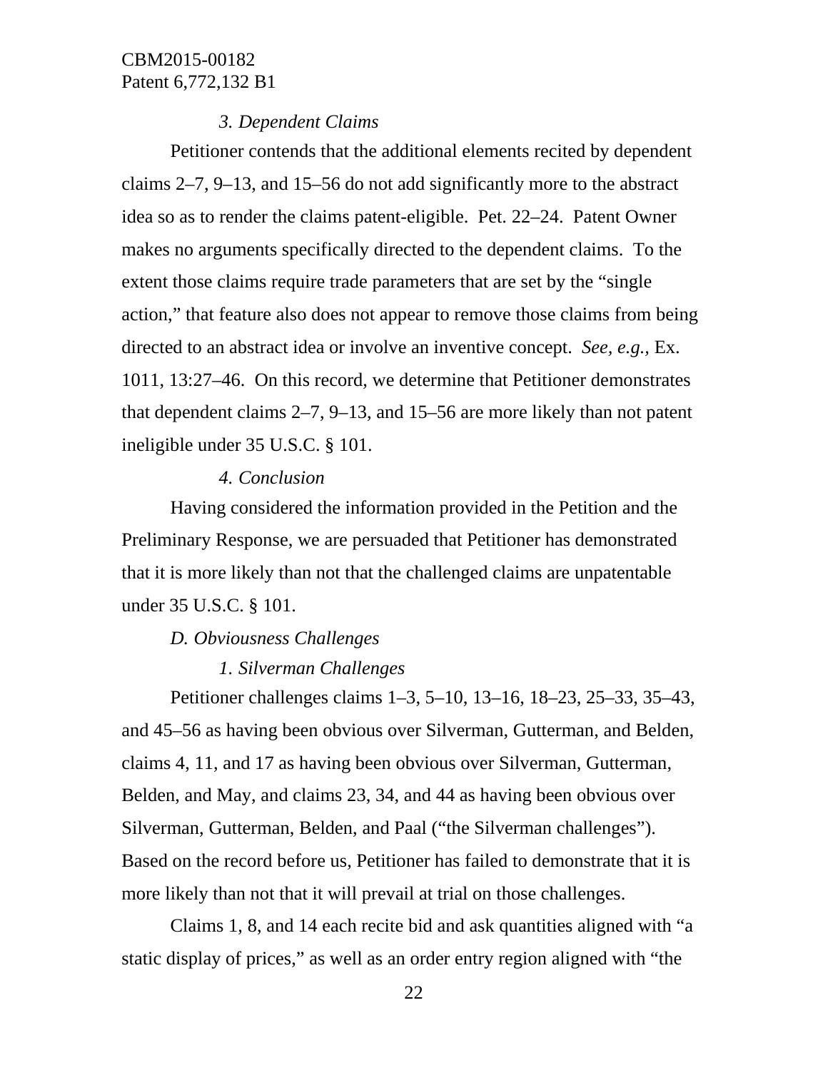### *3. Dependent Claims*

Petitioner contends that the additional elements recited by dependent claims 2–7, 9–13, and 15–56 do not add significantly more to the abstract idea so as to render the claims patent-eligible. Pet. 22–24. Patent Owner makes no arguments specifically directed to the dependent claims. To the extent those claims require trade parameters that are set by the "single action," that feature also does not appear to remove those claims from being directed to an abstract idea or involve an inventive concept. *See, e.g.,* Ex. 1011, 13:27–46. On this record, we determine that Petitioner demonstrates that dependent claims 2–7, 9–13, and 15–56 are more likely than not patent ineligible under 35 U.S.C. § 101.

### *4. Conclusion*

Having considered the information provided in the Petition and the Preliminary Response, we are persuaded that Petitioner has demonstrated that it is more likely than not that the challenged claims are unpatentable under 35 U.S.C. § 101.

## *D. Obviousness Challenges*

### *1. Silverman Challenges*

Petitioner challenges claims 1–3, 5–10, 13–16, 18–23, 25–33, 35–43, and 45–56 as having been obvious over Silverman, Gutterman, and Belden, claims 4, 11, and 17 as having been obvious over Silverman, Gutterman, Belden, and May, and claims 23, 34, and 44 as having been obvious over Silverman, Gutterman, Belden, and Paal ("the Silverman challenges"). Based on the record before us, Petitioner has failed to demonstrate that it is more likely than not that it will prevail at trial on those challenges.

Claims 1, 8, and 14 each recite bid and ask quantities aligned with "a static display of prices," as well as an order entry region aligned with "the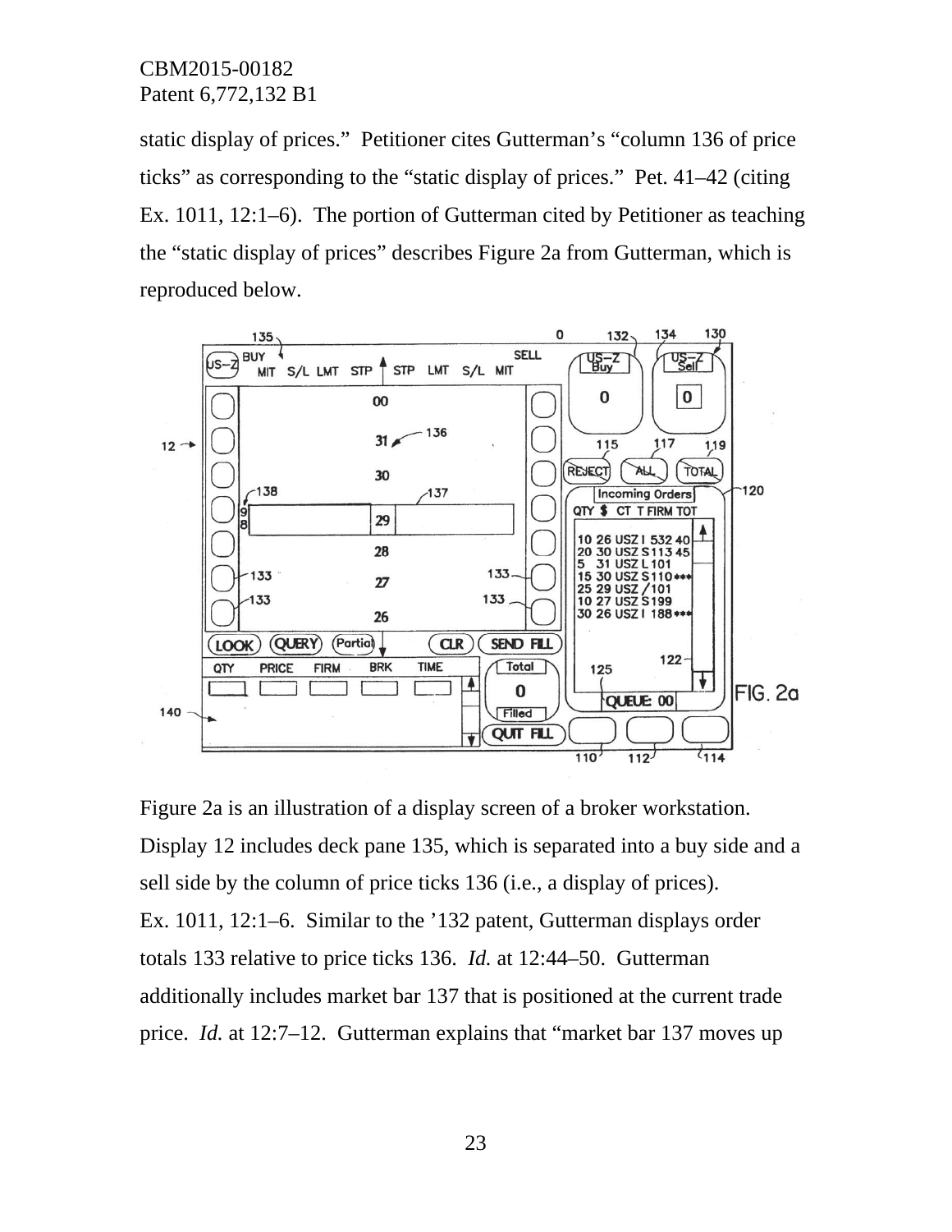static display of prices." Petitioner cites Gutterman's "column 136 of price ticks" as corresponding to the "static display of prices." Pet. 41–42 (citing Ex. 1011, 12:1–6). The portion of Gutterman cited by Petitioner as teaching the "static display of prices" describes Figure 2a from Gutterman, which is reproduced below.

Figure 2a is an illustration of a display screen of a broker workstation. Display 12 includes deck pane 135, which is separated into a buy side and a sell side by the column of price ticks 136 (i.e., a display of prices). Ex. 1011, 12:1–6. Similar to the '132 patent, Gutterman displays order totals 133 relative to price ticks 136. *Id.* at 12:44–50. Gutterman additionally includes market bar 137 that is positioned at the current trade price. *Id.* at 12:7–12. Gutterman explains that "market bar 137 moves up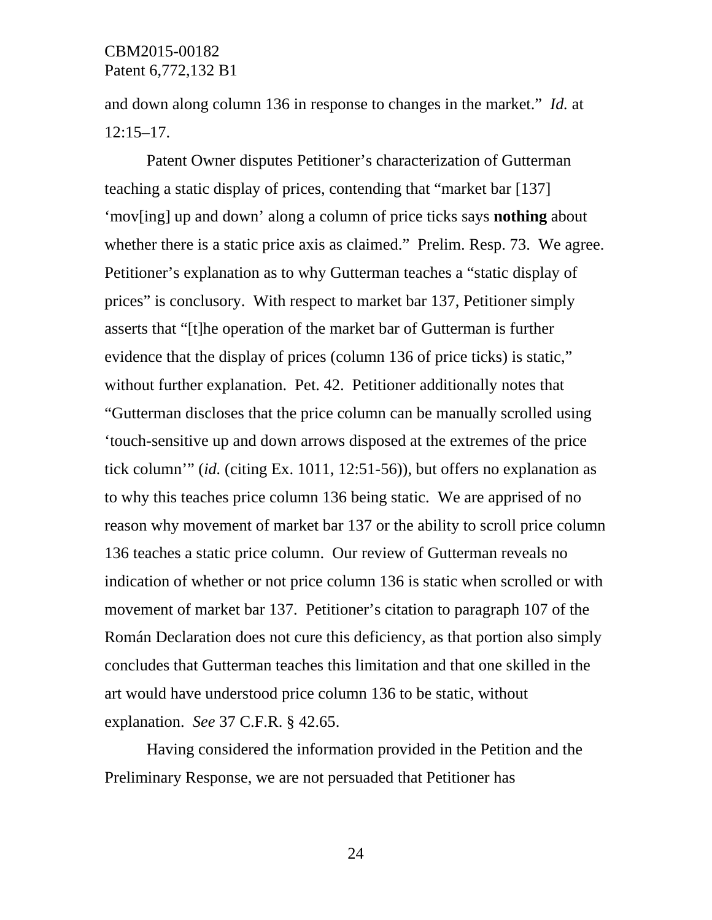and down along column 136 in response to changes in the market." *Id.* at 12:15–17.

Patent Owner disputes Petitioner's characterization of Gutterman teaching a static display of prices, contending that "market bar [137] 'mov[ing] up and down' along a column of price ticks says **nothing** about whether there is a static price axis as claimed." Prelim. Resp. 73. We agree. Petitioner's explanation as to why Gutterman teaches a "static display of prices" is conclusory. With respect to market bar 137, Petitioner simply asserts that "[t]he operation of the market bar of Gutterman is further evidence that the display of prices (column 136 of price ticks) is static," without further explanation. Pet. 42. Petitioner additionally notes that "Gutterman discloses that the price column can be manually scrolled using 'touch-sensitive up and down arrows disposed at the extremes of the price tick column'" (*id.* (citing Ex. 1011, 12:51-56)), but offers no explanation as to why this teaches price column 136 being static. We are apprised of no reason why movement of market bar 137 or the ability to scroll price column 136 teaches a static price column. Our review of Gutterman reveals no indication of whether or not price column 136 is static when scrolled or with movement of market bar 137. Petitioner's citation to paragraph 107 of the Román Declaration does not cure this deficiency, as that portion also simply concludes that Gutterman teaches this limitation and that one skilled in the art would have understood price column 136 to be static, without explanation. *See* 37 C.F.R. § 42.65.

Having considered the information provided in the Petition and the Preliminary Response, we are not persuaded that Petitioner has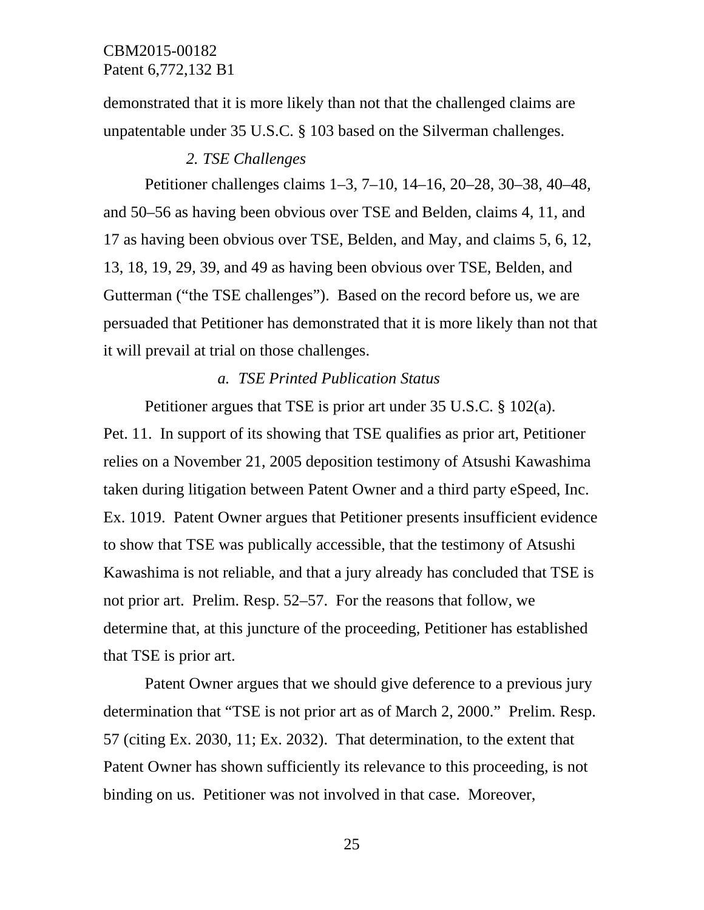demonstrated that it is more likely than not that the challenged claims are unpatentable under 35 U.S.C. § 103 based on the Silverman challenges.

### *2. TSE Challenges*

Petitioner challenges claims 1–3, 7–10, 14–16, 20–28, 30–38, 40–48, and 50–56 as having been obvious over TSE and Belden, claims 4, 11, and 17 as having been obvious over TSE, Belden, and May, and claims 5, 6, 12, 13, 18, 19, 29, 39, and 49 as having been obvious over TSE, Belden, and Gutterman ("the TSE challenges"). Based on the record before us, we are persuaded that Petitioner has demonstrated that it is more likely than not that it will prevail at trial on those challenges.

#### *a. TSE Printed Publication Status*

Petitioner argues that TSE is prior art under 35 U.S.C. § 102(a). Pet. 11. In support of its showing that TSE qualifies as prior art, Petitioner relies on a November 21, 2005 deposition testimony of Atsushi Kawashima taken during litigation between Patent Owner and a third party eSpeed, Inc. Ex. 1019. Patent Owner argues that Petitioner presents insufficient evidence to show that TSE was publically accessible, that the testimony of Atsushi Kawashima is not reliable, and that a jury already has concluded that TSE is not prior art. Prelim. Resp. 52–57. For the reasons that follow, we determine that, at this juncture of the proceeding, Petitioner has established that TSE is prior art.

Patent Owner argues that we should give deference to a previous jury determination that "TSE is not prior art as of March 2, 2000." Prelim. Resp. 57 (citing Ex. 2030, 11; Ex. 2032). That determination, to the extent that Patent Owner has shown sufficiently its relevance to this proceeding, is not binding on us. Petitioner was not involved in that case. Moreover,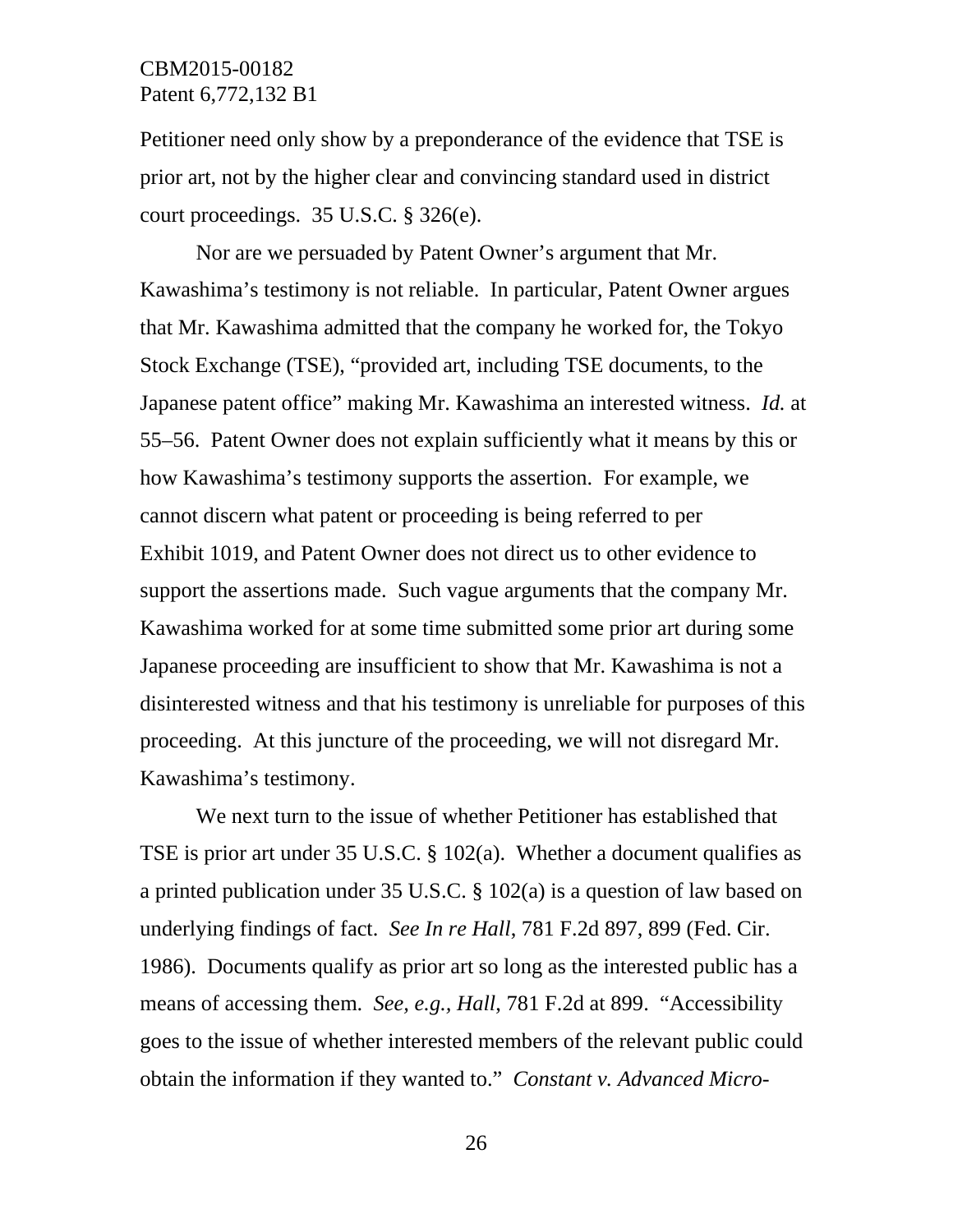Petitioner need only show by a preponderance of the evidence that TSE is prior art, not by the higher clear and convincing standard used in district court proceedings. 35 U.S.C. § 326(e).

Nor are we persuaded by Patent Owner's argument that Mr. Kawashima's testimony is not reliable. In particular, Patent Owner argues that Mr. Kawashima admitted that the company he worked for, the Tokyo Stock Exchange (TSE), "provided art, including TSE documents, to the Japanese patent office" making Mr. Kawashima an interested witness. *Id.* at 55–56. Patent Owner does not explain sufficiently what it means by this or how Kawashima's testimony supports the assertion. For example, we cannot discern what patent or proceeding is being referred to per Exhibit 1019, and Patent Owner does not direct us to other evidence to support the assertions made. Such vague arguments that the company Mr. Kawashima worked for at some time submitted some prior art during some Japanese proceeding are insufficient to show that Mr. Kawashima is not a disinterested witness and that his testimony is unreliable for purposes of this proceeding. At this juncture of the proceeding, we will not disregard Mr. Kawashima's testimony.

We next turn to the issue of whether Petitioner has established that TSE is prior art under 35 U.S.C. § 102(a). Whether a document qualifies as a printed publication under 35 U.S.C. § 102(a) is a question of law based on underlying findings of fact. *See In re Hall*, 781 F.2d 897, 899 (Fed. Cir. 1986). Documents qualify as prior art so long as the interested public has a means of accessing them. *See, e.g.*, *Hall*, 781 F.2d at 899. "Accessibility goes to the issue of whether interested members of the relevant public could obtain the information if they wanted to." *Constant v. Advanced Micro-*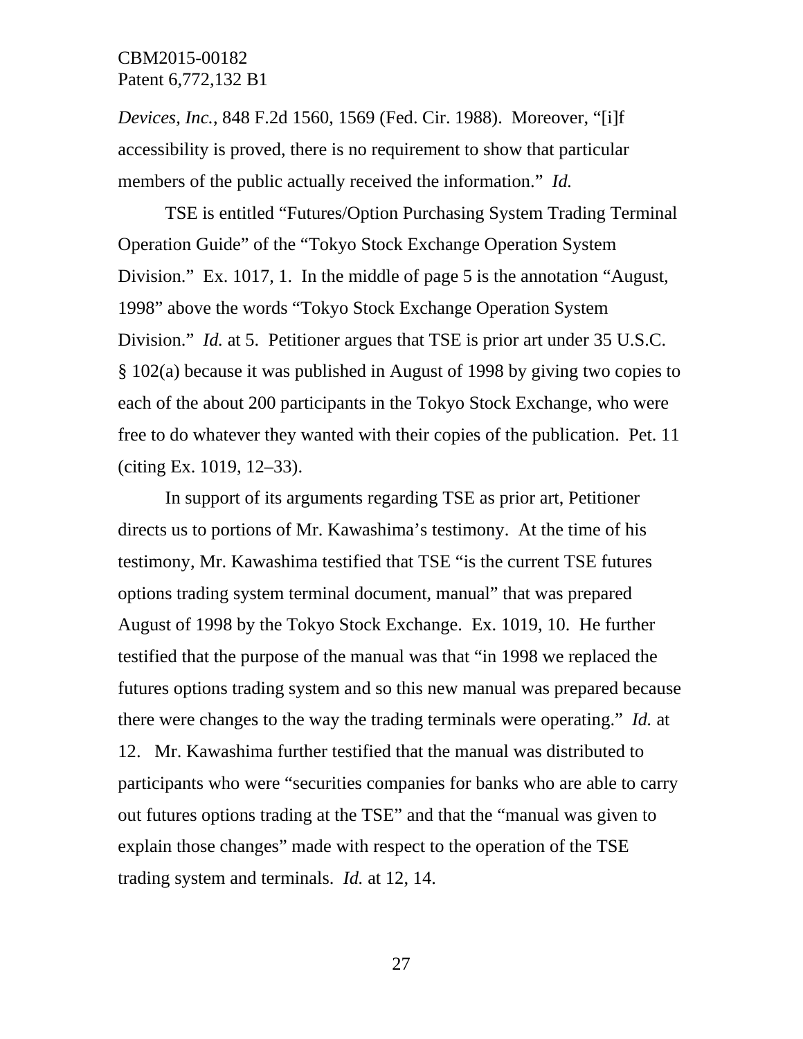*Devices, Inc.*, 848 F.2d 1560, 1569 (Fed. Cir. 1988). Moreover, "[i]f accessibility is proved, there is no requirement to show that particular members of the public actually received the information." *Id.*

TSE is entitled "Futures/Option Purchasing System Trading Terminal Operation Guide" of the "Tokyo Stock Exchange Operation System Division." Ex. 1017, 1. In the middle of page 5 is the annotation "August, 1998" above the words "Tokyo Stock Exchange Operation System Division." *Id.* at 5. Petitioner argues that TSE is prior art under 35 U.S.C. § 102(a) because it was published in August of 1998 by giving two copies to each of the about 200 participants in the Tokyo Stock Exchange, who were free to do whatever they wanted with their copies of the publication. Pet. 11 (citing Ex. 1019, 12–33).

In support of its arguments regarding TSE as prior art, Petitioner directs us to portions of Mr. Kawashima's testimony. At the time of his testimony, Mr. Kawashima testified that TSE "is the current TSE futures options trading system terminal document, manual" that was prepared August of 1998 by the Tokyo Stock Exchange. Ex. 1019, 10. He further testified that the purpose of the manual was that "in 1998 we replaced the futures options trading system and so this new manual was prepared because there were changes to the way the trading terminals were operating." *Id.* at 12. Mr. Kawashima further testified that the manual was distributed to participants who were "securities companies for banks who are able to carry out futures options trading at the TSE" and that the "manual was given to explain those changes" made with respect to the operation of the TSE trading system and terminals. *Id.* at 12, 14.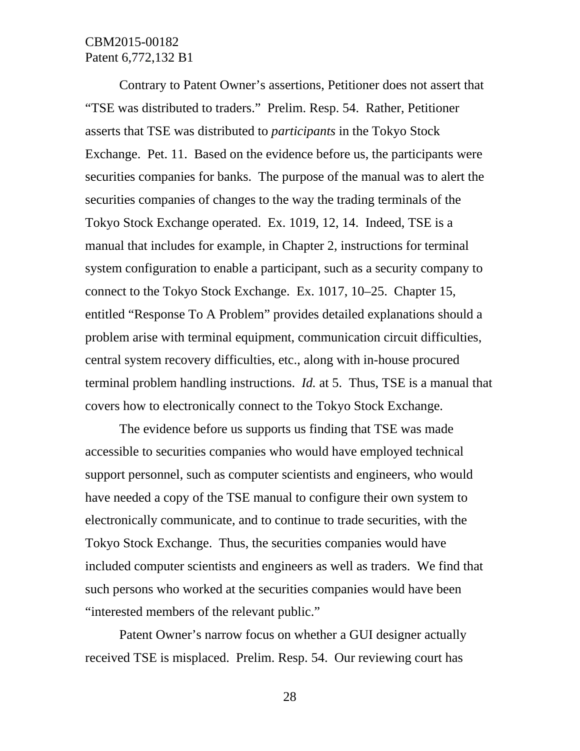Contrary to Patent Owner's assertions, Petitioner does not assert that "TSE was distributed to traders." Prelim. Resp. 54. Rather, Petitioner asserts that TSE was distributed to *participants* in the Tokyo Stock Exchange. Pet. 11. Based on the evidence before us, the participants were securities companies for banks. The purpose of the manual was to alert the securities companies of changes to the way the trading terminals of the Tokyo Stock Exchange operated. Ex. 1019, 12, 14. Indeed, TSE is a manual that includes for example, in Chapter 2, instructions for terminal system configuration to enable a participant, such as a security company to connect to the Tokyo Stock Exchange. Ex. 1017, 10–25. Chapter 15, entitled "Response To A Problem" provides detailed explanations should a problem arise with terminal equipment, communication circuit difficulties, central system recovery difficulties, etc., along with in-house procured terminal problem handling instructions. *Id.* at 5. Thus, TSE is a manual that covers how to electronically connect to the Tokyo Stock Exchange.

The evidence before us supports us finding that TSE was made accessible to securities companies who would have employed technical support personnel, such as computer scientists and engineers, who would have needed a copy of the TSE manual to configure their own system to electronically communicate, and to continue to trade securities, with the Tokyo Stock Exchange. Thus, the securities companies would have included computer scientists and engineers as well as traders. We find that such persons who worked at the securities companies would have been "interested members of the relevant public."

Patent Owner's narrow focus on whether a GUI designer actually received TSE is misplaced. Prelim. Resp. 54. Our reviewing court has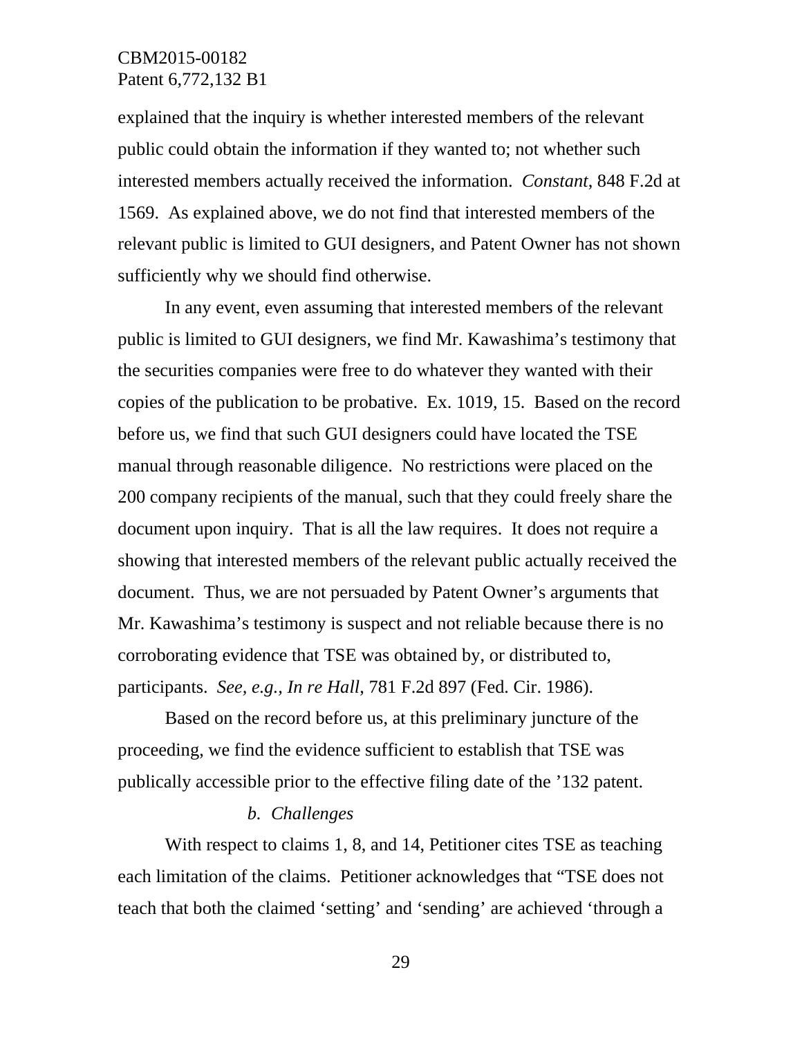explained that the inquiry is whether interested members of the relevant public could obtain the information if they wanted to; not whether such interested members actually received the information. *Constant*, 848 F.2d at 1569. As explained above, we do not find that interested members of the relevant public is limited to GUI designers, and Patent Owner has not shown sufficiently why we should find otherwise.

In any event, even assuming that interested members of the relevant public is limited to GUI designers, we find Mr. Kawashima's testimony that the securities companies were free to do whatever they wanted with their copies of the publication to be probative. Ex. 1019, 15. Based on the record before us, we find that such GUI designers could have located the TSE manual through reasonable diligence. No restrictions were placed on the 200 company recipients of the manual, such that they could freely share the document upon inquiry. That is all the law requires. It does not require a showing that interested members of the relevant public actually received the document. Thus, we are not persuaded by Patent Owner's arguments that Mr. Kawashima's testimony is suspect and not reliable because there is no corroborating evidence that TSE was obtained by, or distributed to, participants. *See, e.g.*, *In re Hall*, 781 F.2d 897 (Fed. Cir. 1986).

Based on the record before us, at this preliminary juncture of the proceeding, we find the evidence sufficient to establish that TSE was publically accessible prior to the effective filing date of the '132 patent.

*b. Challenges*

With respect to claims 1, 8, and 14, Petitioner cites TSE as teaching each limitation of the claims. Petitioner acknowledges that "TSE does not teach that both the claimed 'setting' and 'sending' are achieved 'through a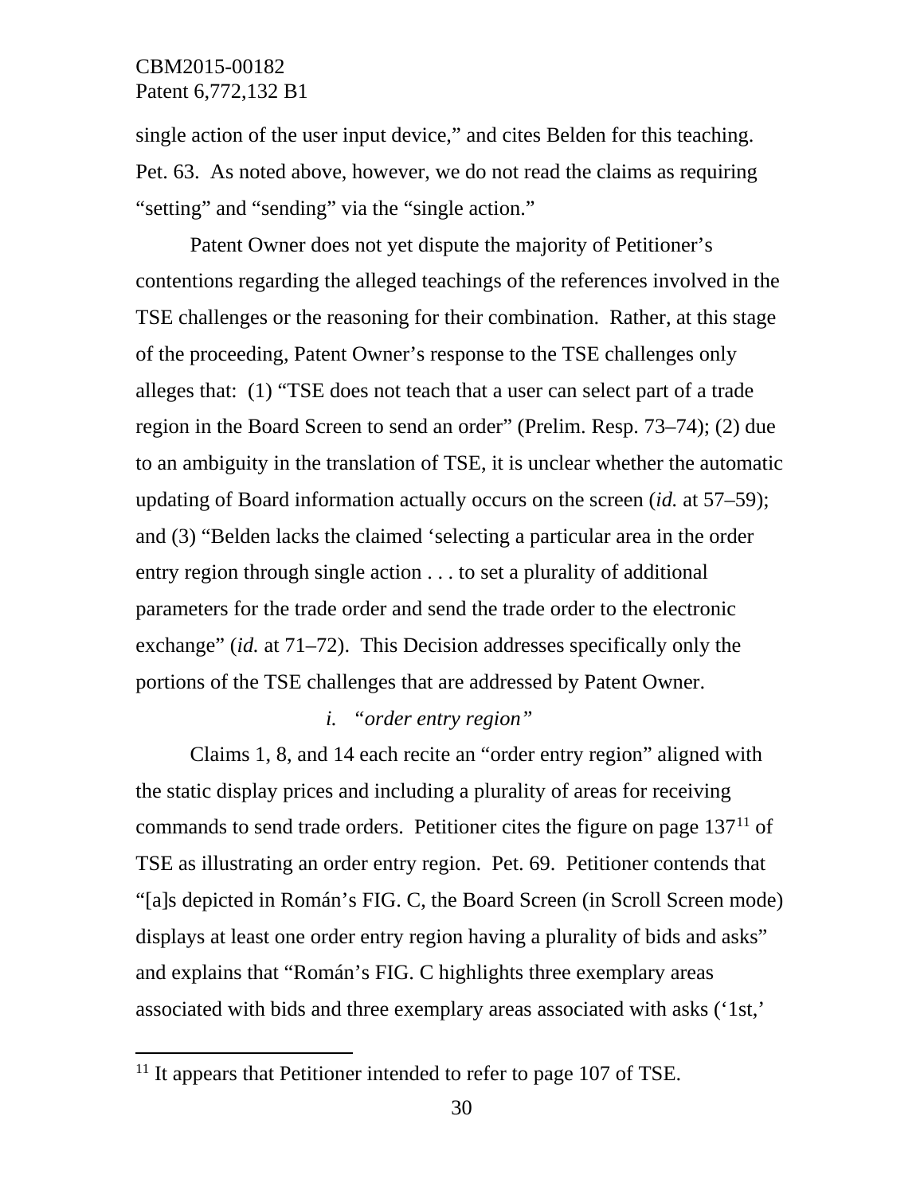single action of the user input device," and cites Belden for this teaching. Pet. 63. As noted above, however, we do not read the claims as requiring "setting" and "sending" via the "single action."

Patent Owner does not yet dispute the majority of Petitioner's contentions regarding the alleged teachings of the references involved in the TSE challenges or the reasoning for their combination. Rather, at this stage of the proceeding, Patent Owner's response to the TSE challenges only alleges that: (1) "TSE does not teach that a user can select part of a trade region in the Board Screen to send an order" (Prelim. Resp. 73–74); (2) due to an ambiguity in the translation of TSE, it is unclear whether the automatic updating of Board information actually occurs on the screen (*id.* at 57–59); and (3) "Belden lacks the claimed 'selecting a particular area in the order entry region through single action . . . to set a plurality of additional parameters for the trade order and send the trade order to the electronic exchange" (*id.* at 71–72). This Decision addresses specifically only the portions of the TSE challenges that are addressed by Patent Owner.

*i. "order entry region"*

Claims 1, 8, and 14 each recite an "order entry region" aligned with the static display prices and including a plurality of areas for receiving commands to send trade orders. Petitioner cites the figure on page 137[11] of TSE as illustrating an order entry region. Pet. 69. Petitioner contends that "[a]s depicted in Román's FIG. C, the Board Screen (in Scroll Screen mode) displays at least one order entry region having a plurality of bids and asks" and explains that "Román's FIG. C highlights three exemplary areas associated with bids and three exemplary areas associated with asks ('1st,'

[11] It appears that Petitioner intended to refer to page 107 of TSE.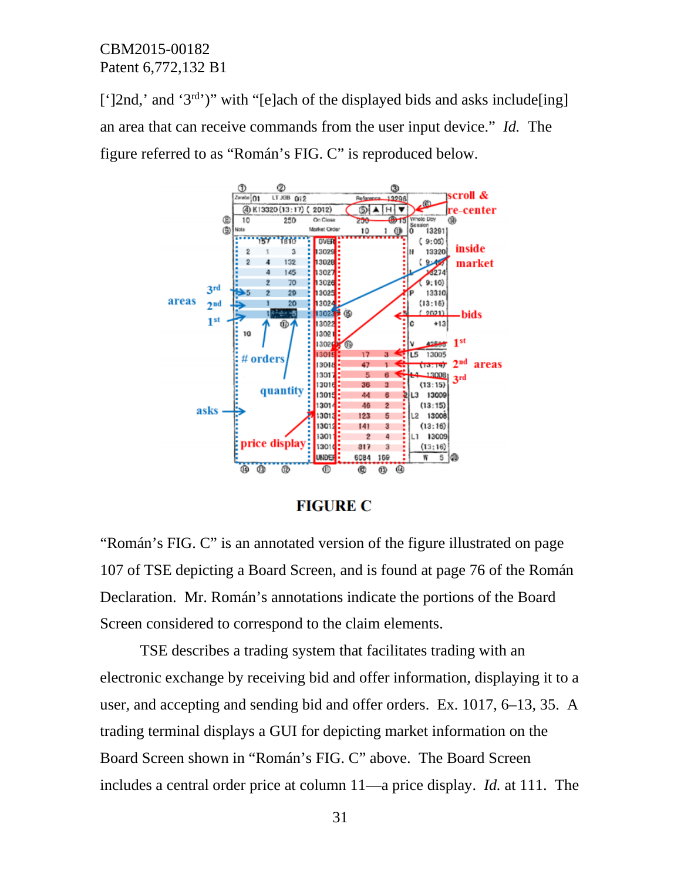['2nd,' and '3rd')" with "[e]ach of the displayed bids and asks include[ing] an area that can receive commands from the user input device." *Id.* The figure referred to as "Román's FIG. C" is reproduced below.

**FIGURE C**

"Román's FIG. C" is an annotated version of the figure illustrated on page 107 of TSE depicting a Board Screen, and is found at page 76 of the Román Declaration. Mr. Román's annotations indicate the portions of the Board Screen considered to correspond to the claim elements.

TSE describes a trading system that facilitates trading with an electronic exchange by receiving bid and offer information, displaying it to a user, and accepting and sending bid and offer orders. Ex. 1017, 6–13, 35. A trading terminal displays a GUI for depicting market information on the Board Screen shown in "Román's FIG. C" above. The Board Screen includes a central order price at column 11—a price display. *Id.* at 111. The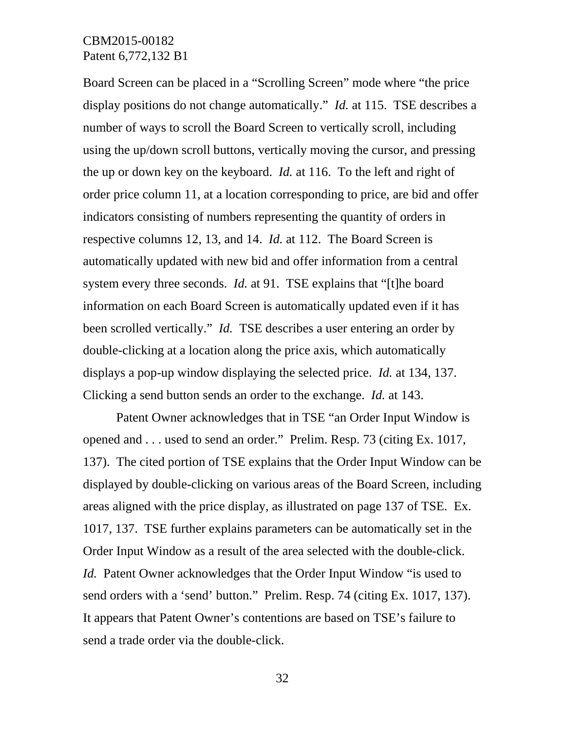Board Screen can be placed in a "Scrolling Screen" mode where "the price display positions do not change automatically." *Id.* at 115. TSE describes a number of ways to scroll the Board Screen to vertically scroll, including using the up/down scroll buttons, vertically moving the cursor, and pressing the up or down key on the keyboard. *Id.* at 116. To the left and right of order price column 11, at a location corresponding to price, are bid and offer indicators consisting of numbers representing the quantity of orders in respective columns 12, 13, and 14. *Id.* at 112. The Board Screen is automatically updated with new bid and offer information from a central system every three seconds. *Id.* at 91. TSE explains that "[t]he board information on each Board Screen is automatically updated even if it has been scrolled vertically." *Id.* TSE describes a user entering an order by double-clicking at a location along the price axis, which automatically displays a pop-up window displaying the selected price. *Id.* at 134, 137. Clicking a send button sends an order to the exchange. *Id.* at 143.

Patent Owner acknowledges that in TSE "an Order Input Window is opened and . . . used to send an order." Prelim. Resp. 73 (citing Ex. 1017, 137). The cited portion of TSE explains that the Order Input Window can be displayed by double-clicking on various areas of the Board Screen, including areas aligned with the price display, as illustrated on page 137 of TSE. Ex. 1017, 137. TSE further explains parameters can be automatically set in the Order Input Window as a result of the area selected with the double-click. *Id.* Patent Owner acknowledges that the Order Input Window "is used to send orders with a 'send' button." Prelim. Resp. 74 (citing Ex. 1017, 137). It appears that Patent Owner's contentions are based on TSE's failure to send a trade order via the double-click.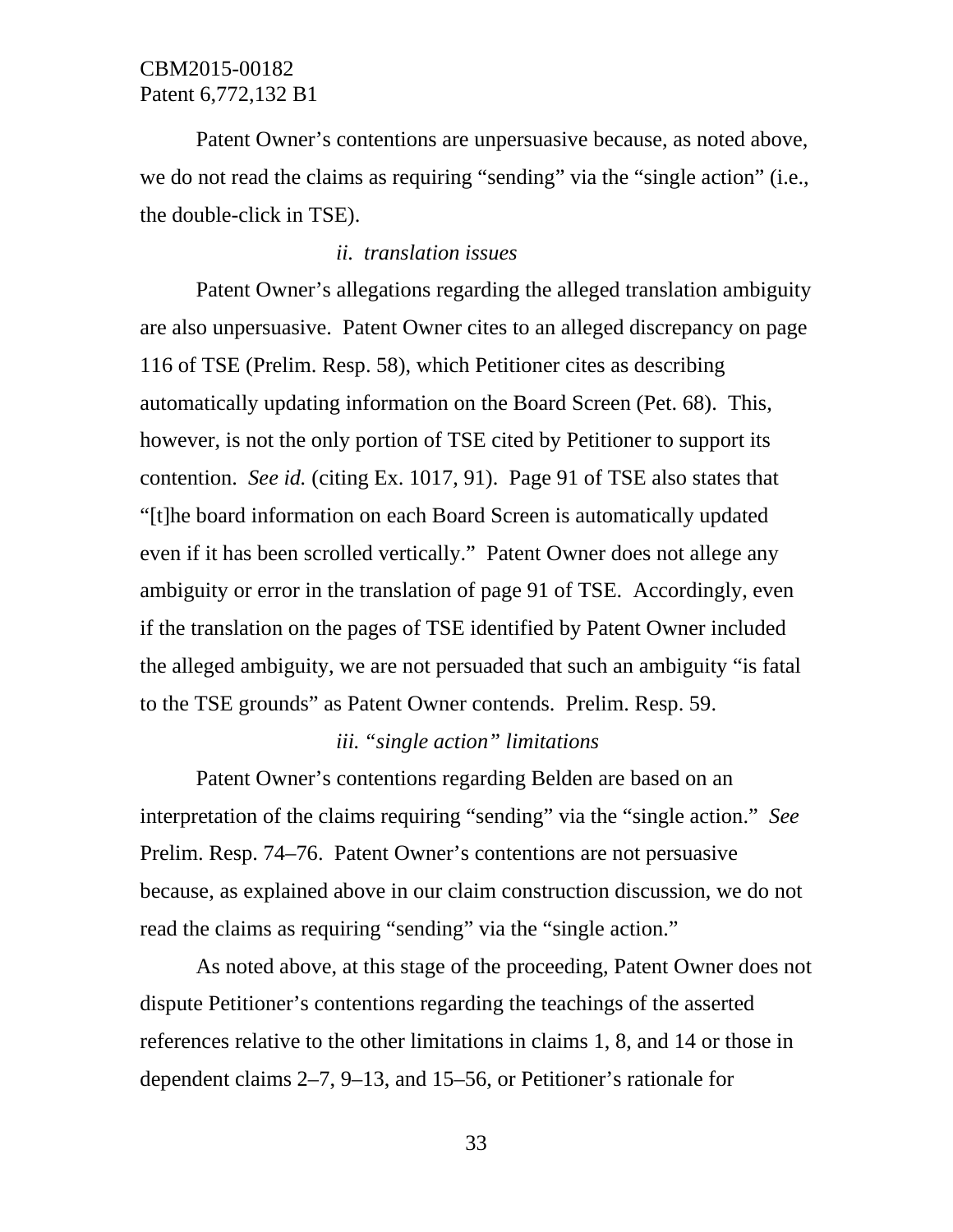Patent Owner's contentions are unpersuasive because, as noted above, we do not read the claims as requiring "sending" via the "single action" (i.e., the double-click in TSE).

*ii. translation issues*

Patent Owner's allegations regarding the alleged translation ambiguity are also unpersuasive. Patent Owner cites to an alleged discrepancy on page 116 of TSE (Prelim. Resp. 58), which Petitioner cites as describing automatically updating information on the Board Screen (Pet. 68). This, however, is not the only portion of TSE cited by Petitioner to support its contention. *See id.* (citing Ex. 1017, 91). Page 91 of TSE also states that "[t]he board information on each Board Screen is automatically updated even if it has been scrolled vertically." Patent Owner does not allege any ambiguity or error in the translation of page 91 of TSE. Accordingly, even if the translation on the pages of TSE identified by Patent Owner included the alleged ambiguity, we are not persuaded that such an ambiguity "is fatal to the TSE grounds" as Patent Owner contends. Prelim. Resp. 59.

*iii. "single action" limitations*

Patent Owner's contentions regarding Belden are based on an interpretation of the claims requiring "sending" via the "single action." *See* Prelim. Resp. 74–76. Patent Owner's contentions are not persuasive because, as explained above in our claim construction discussion, we do not read the claims as requiring "sending" via the "single action."

As noted above, at this stage of the proceeding, Patent Owner does not dispute Petitioner's contentions regarding the teachings of the asserted references relative to the other limitations in claims 1, 8, and 14 or those in dependent claims 2–7, 9–13, and 15–56, or Petitioner's rationale for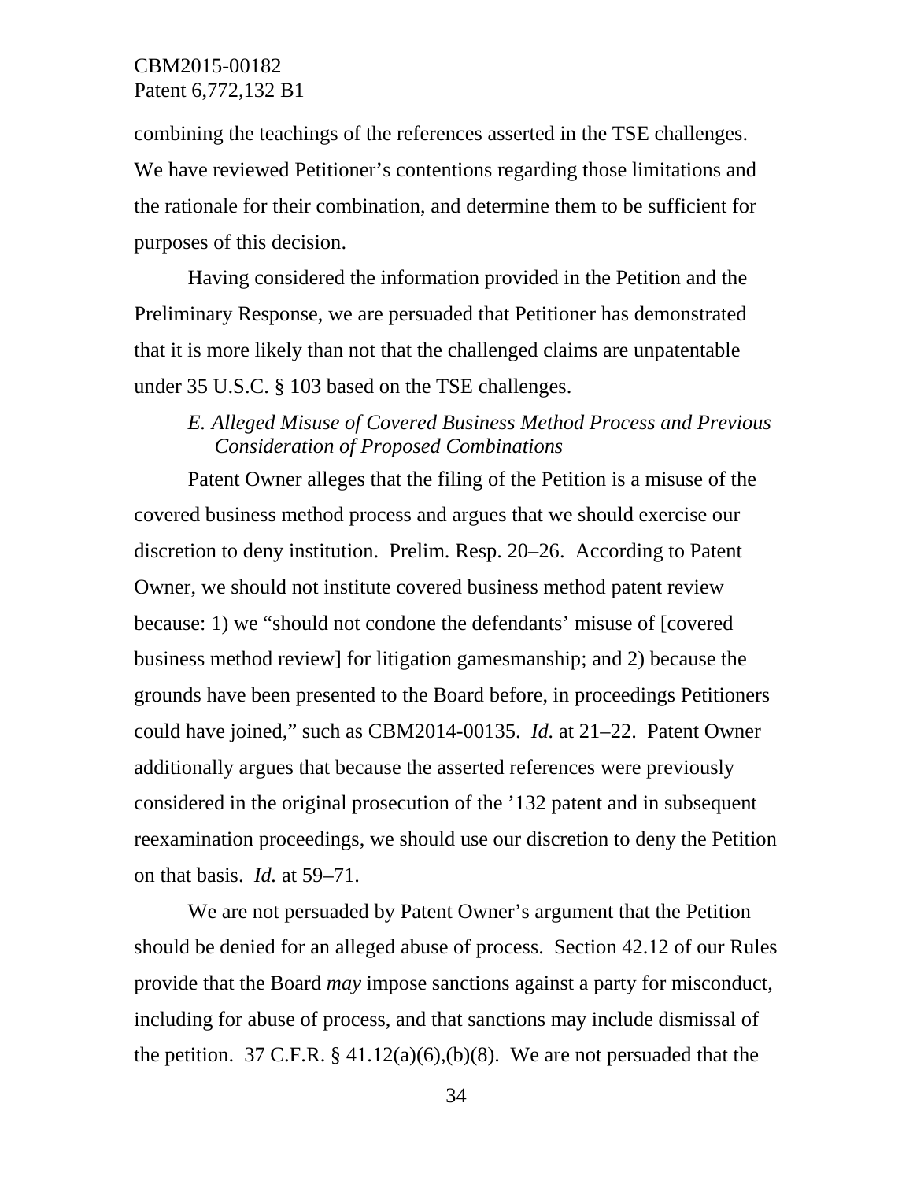combining the teachings of the references asserted in the TSE challenges. We have reviewed Petitioner's contentions regarding those limitations and the rationale for their combination, and determine them to be sufficient for purposes of this decision.

Having considered the information provided in the Petition and the Preliminary Response, we are persuaded that Petitioner has demonstrated that it is more likely than not that the challenged claims are unpatentable under 35 U.S.C. § 103 based on the TSE challenges.

*E. Alleged Misuse of Covered Business Method Process and Previous Consideration of Proposed Combinations*

Patent Owner alleges that the filing of the Petition is a misuse of the covered business method process and argues that we should exercise our discretion to deny institution. Prelim. Resp. 20–26. According to Patent Owner, we should not institute covered business method patent review because: 1) we "should not condone the defendants' misuse of [covered business method review] for litigation gamesmanship; and 2) because the grounds have been presented to the Board before, in proceedings Petitioners could have joined," such as CBM2014-00135. *Id.* at 21–22. Patent Owner additionally argues that because the asserted references were previously considered in the original prosecution of the '132 patent and in subsequent reexamination proceedings, we should use our discretion to deny the Petition on that basis. *Id.* at 59–71.

We are not persuaded by Patent Owner's argument that the Petition should be denied for an alleged abuse of process. Section 42.12 of our Rules provide that the Board *may* impose sanctions against a party for misconduct, including for abuse of process, and that sanctions may include dismissal of the petition. 37 C.F.R. § 41.12(a)(6),(b)(8). We are not persuaded that the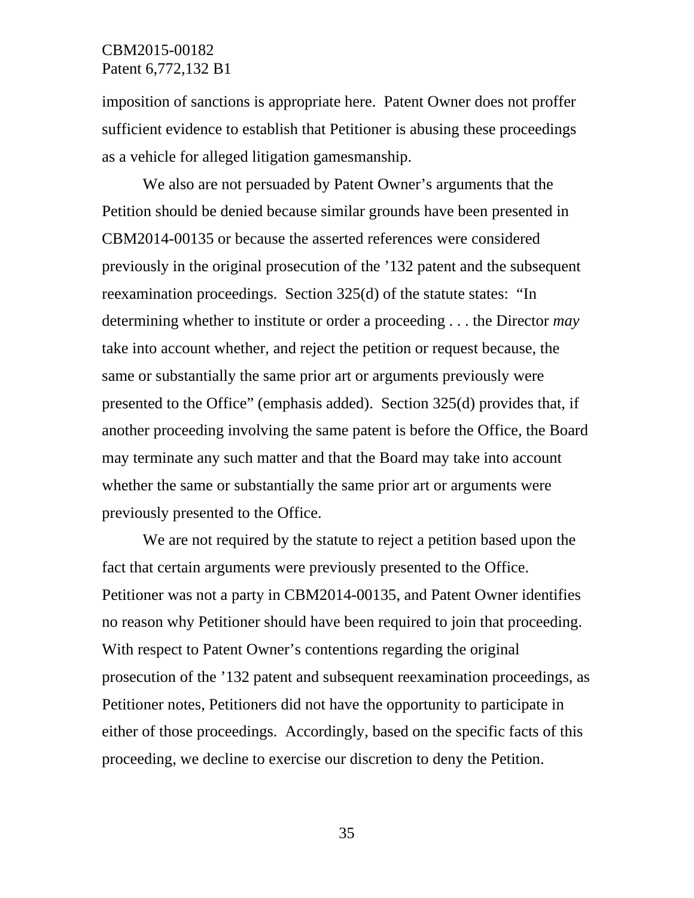imposition of sanctions is appropriate here. Patent Owner does not proffer sufficient evidence to establish that Petitioner is abusing these proceedings as a vehicle for alleged litigation gamesmanship.

We also are not persuaded by Patent Owner's arguments that the Petition should be denied because similar grounds have been presented in CBM2014-00135 or because the asserted references were considered previously in the original prosecution of the '132 patent and the subsequent reexamination proceedings. Section 325(d) of the statute states: "In determining whether to institute or order a proceeding . . . the Director *may* take into account whether, and reject the petition or request because, the same or substantially the same prior art or arguments previously were presented to the Office" (emphasis added). Section 325(d) provides that, if another proceeding involving the same patent is before the Office, the Board may terminate any such matter and that the Board may take into account whether the same or substantially the same prior art or arguments were previously presented to the Office.

We are not required by the statute to reject a petition based upon the fact that certain arguments were previously presented to the Office. Petitioner was not a party in CBM2014-00135, and Patent Owner identifies no reason why Petitioner should have been required to join that proceeding. With respect to Patent Owner's contentions regarding the original prosecution of the '132 patent and subsequent reexamination proceedings, as Petitioner notes, Petitioners did not have the opportunity to participate in either of those proceedings. Accordingly, based on the specific facts of this proceeding, we decline to exercise our discretion to deny the Petition.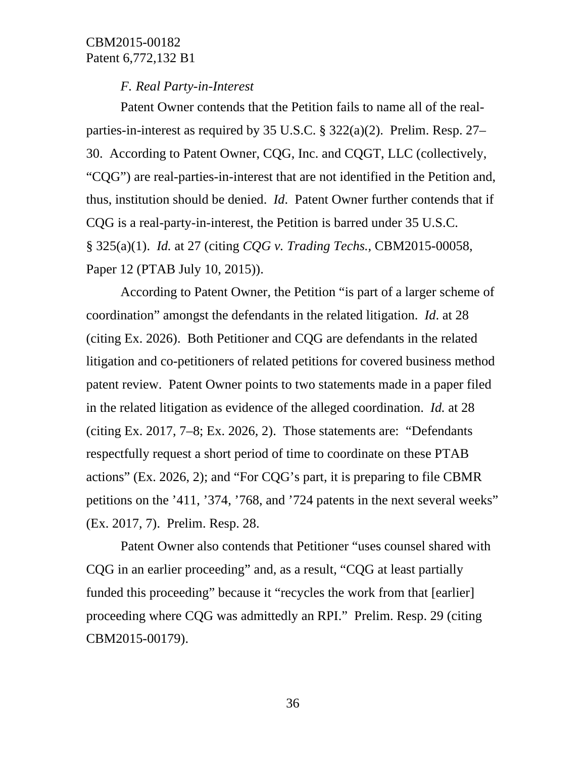*F. Real Party-in-Interest*

Patent Owner contends that the Petition fails to name all of the real-parties-in-interest as required by 35 U.S.C. § 322(a)(2). Prelim. Resp. 27–30. According to Patent Owner, CQG, Inc. and CQGT, LLC (collectively, "CQG") are real-parties-in-interest that are not identified in the Petition and, thus, institution should be denied. *Id*. Patent Owner further contends that if CQG is a real-party-in-interest, the Petition is barred under 35 U.S.C. § 325(a)(1). *Id.* at 27 (citing *CQG v. Trading Techs.,* CBM2015-00058, Paper 12 (PTAB July 10, 2015)).

According to Patent Owner, the Petition "is part of a larger scheme of coordination" amongst the defendants in the related litigation. *Id*. at 28 (citing Ex. 2026). Both Petitioner and CQG are defendants in the related litigation and co-petitioners of related petitions for covered business method patent review. Patent Owner points to two statements made in a paper filed in the related litigation as evidence of the alleged coordination. *Id.* at 28 (citing Ex. 2017, 7–8; Ex. 2026, 2). Those statements are: "Defendants respectfully request a short period of time to coordinate on these PTAB actions" (Ex. 2026, 2); and "For CQG's part, it is preparing to file CBMR petitions on the '411, '374, '768, and '724 patents in the next several weeks" (Ex. 2017, 7). Prelim. Resp. 28.

Patent Owner also contends that Petitioner "uses counsel shared with CQG in an earlier proceeding" and, as a result, "CQG at least partially funded this proceeding" because it "recycles the work from that [earlier] proceeding where CQG was admittedly an RPI." Prelim. Resp. 29 (citing CBM2015-00179).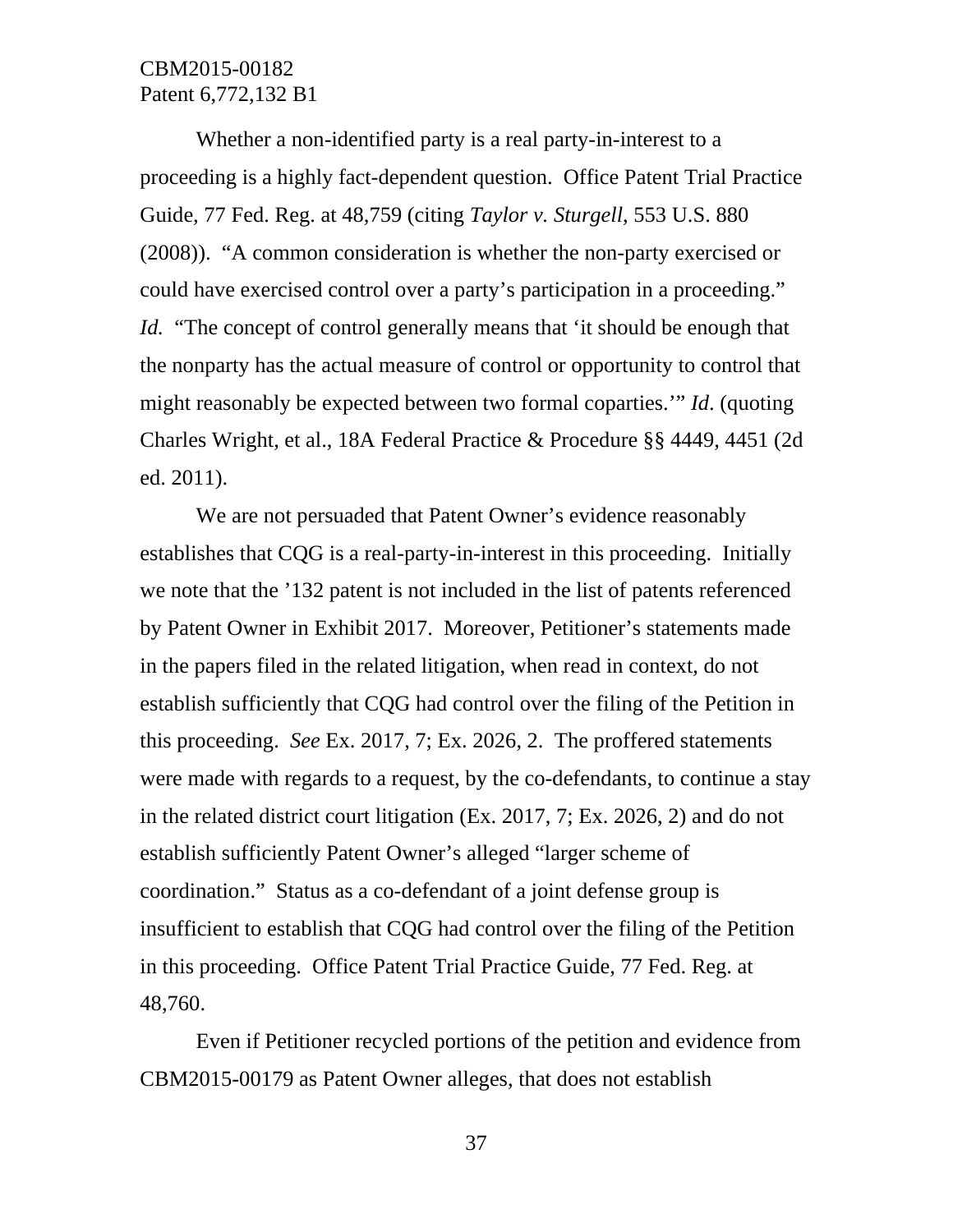Whether a non-identified party is a real party-in-interest to a proceeding is a highly fact-dependent question. Office Patent Trial Practice Guide, 77 Fed. Reg. at 48,759 (citing *Taylor v. Sturgell*, 553 U.S. 880 (2008)). "A common consideration is whether the non-party exercised or could have exercised control over a party's participation in a proceeding." *Id.* "The concept of control generally means that 'it should be enough that the nonparty has the actual measure of control or opportunity to control that might reasonably be expected between two formal coparties.'" *Id*. (quoting Charles Wright, et al., 18A Federal Practice & Procedure §§ 4449, 4451 (2d ed. 2011).

We are not persuaded that Patent Owner's evidence reasonably establishes that CQG is a real-party-in-interest in this proceeding. Initially we note that the '132 patent is not included in the list of patents referenced by Patent Owner in Exhibit 2017. Moreover, Petitioner's statements made in the papers filed in the related litigation, when read in context, do not establish sufficiently that CQG had control over the filing of the Petition in this proceeding. *See* Ex. 2017, 7; Ex. 2026, 2. The proffered statements were made with regards to a request, by the co-defendants, to continue a stay in the related district court litigation (Ex. 2017, 7; Ex. 2026, 2) and do not establish sufficiently Patent Owner's alleged "larger scheme of coordination." Status as a co-defendant of a joint defense group is insufficient to establish that CQG had control over the filing of the Petition in this proceeding. Office Patent Trial Practice Guide, 77 Fed. Reg. at 48,760.

Even if Petitioner recycled portions of the petition and evidence from CBM2015-00179 as Patent Owner alleges, that does not establish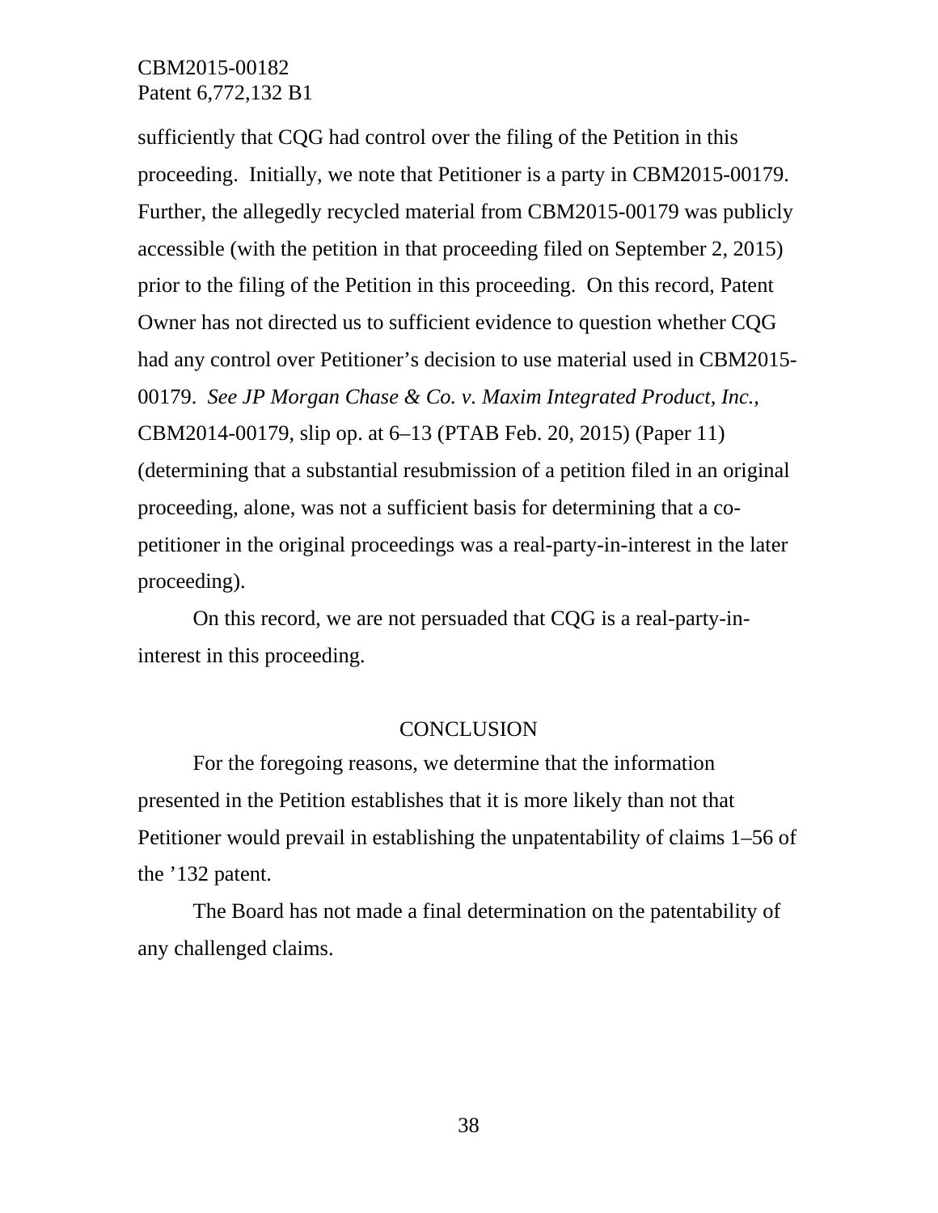sufficiently that CQG had control over the filing of the Petition in this proceeding. Initially, we note that Petitioner is a party in CBM2015-00179. Further, the allegedly recycled material from CBM2015-00179 was publicly accessible (with the petition in that proceeding filed on September 2, 2015) prior to the filing of the Petition in this proceeding. On this record, Patent Owner has not directed us to sufficient evidence to question whether CQG had any control over Petitioner's decision to use material used in CBM2015-00179. *See JP Morgan Chase & Co. v. Maxim Integrated Product, Inc.*, CBM2014-00179, slip op. at 6–13 (PTAB Feb. 20, 2015) (Paper 11) (determining that a substantial resubmission of a petition filed in an original proceeding, alone, was not a sufficient basis for determining that a co-petitioner in the original proceedings was a real-party-in-interest in the later proceeding).

On this record, we are not persuaded that CQG is a real-party-in-interest in this proceeding.

## CONCLUSION

For the foregoing reasons, we determine that the information presented in the Petition establishes that it is more likely than not that Petitioner would prevail in establishing the unpatentability of claims 1–56 of the '132 patent.

The Board has not made a final determination on the patentability of any challenged claims.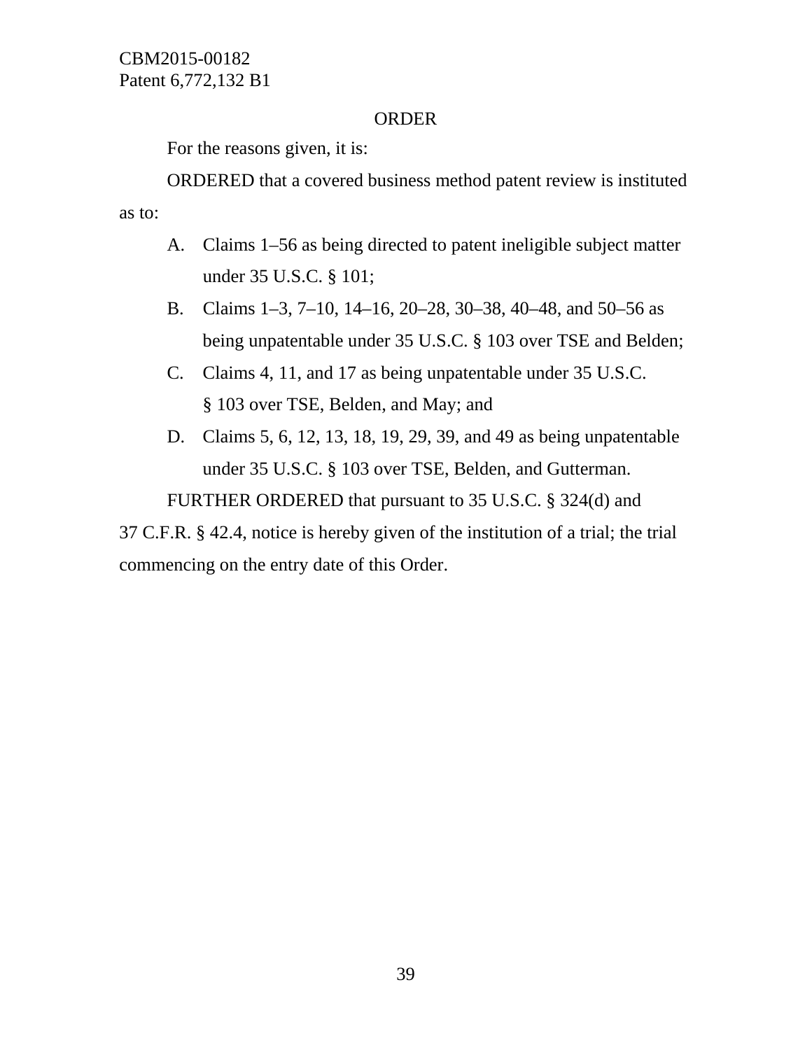## ORDER

For the reasons given, it is:

ORDERED that a covered business method patent review is instituted as to:

A. Claims 1–56 as being directed to patent ineligible subject matter under 35 U.S.C. § 101;

B. Claims 1–3, 7–10, 14–16, 20–28, 30–38, 40–48, and 50–56 as being unpatentable under 35 U.S.C. § 103 over TSE and Belden;

C. Claims 4, 11, and 17 as being unpatentable under 35 U.S.C. § 103 over TSE, Belden, and May; and

D. Claims 5, 6, 12, 13, 18, 19, 29, 39, and 49 as being unpatentable under 35 U.S.C. § 103 over TSE, Belden, and Gutterman.

FURTHER ORDERED that pursuant to 35 U.S.C. § 324(d) and 37 C.F.R. § 42.4, notice is hereby given of the institution of a trial; the trial commencing on the entry date of this Order.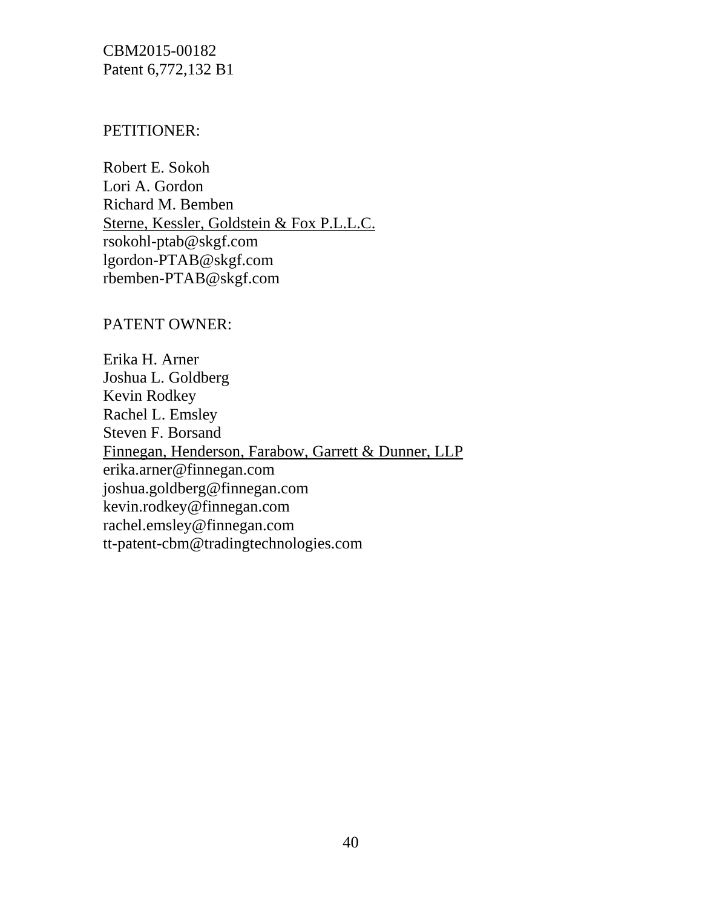PETITIONER:

Robert E. Sokoh  
Lori A. Gordon  
Richard M. Bemben  
Sterne, Kessler, Goldstein & Fox P.L.L.C.  
rsokohl-ptab@skgf.com  
lgordon-PTAB@skgf.com  
rbemben-PTAB@skgf.com

PATENT OWNER:

Erika H. Arner  
Joshua L. Goldberg  
Kevin Rodkey  
Rachel L. Emsley  
Steven F. Borsand  
Finnegan, Henderson, Farabow, Garrett & Dunner, LLP  
erika.arner@finnegan.com  
joshua.goldberg@finnegan.com  
kevin.rodkey@finnegan.com  
rachel.emsley@finnegan.com  
tt-patent-cbm@tradingtechnologies.com